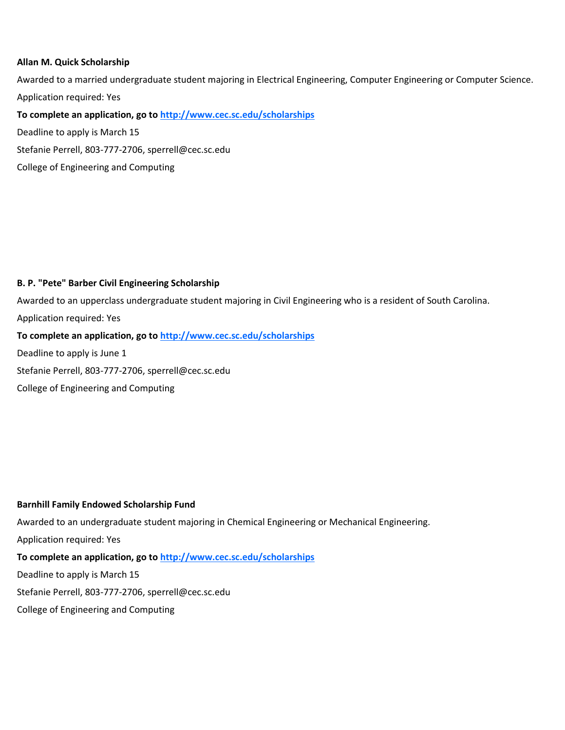**Allan M. Quick Scholarship**

Awarded to a married undergraduate student majoring in Electrical Engineering, Computer Engineering or Computer Science.

Application required: Yes

**To complete an application, go to [http://www.cec.sc.edu/scholarships](http://www.cec.sc.edu/scholarships)**

Deadline to apply is March 15

Stefanie Perrell, 803-777-2706, sperrell@cec.sc.edu

College of Engineering and Computing

**B. P. "Pete" Barber Civil Engineering Scholarship**

Awarded to an upperclass undergraduate student majoring in Civil Engineering who is a resident of South Carolina.

Application required: Yes

**To complete an application, go to [http://www.cec.sc.edu/scholarships](http://www.cec.sc.edu/scholarships)**

Deadline to apply is June 1

Stefanie Perrell, 803-777-2706, sperrell@cec.sc.edu

College of Engineering and Computing

**Barnhill Family Endowed Scholarship Fund**

Awarded to an undergraduate student majoring in Chemical Engineering or Mechanical Engineering.

Application required: Yes

**To complete an application, go to [http://www.cec.sc.edu/scholarships](http://www.cec.sc.edu/scholarships)**

Deadline to apply is March 15

Stefanie Perrell, 803-777-2706, sperrell@cec.sc.edu

College of Engineering and Computing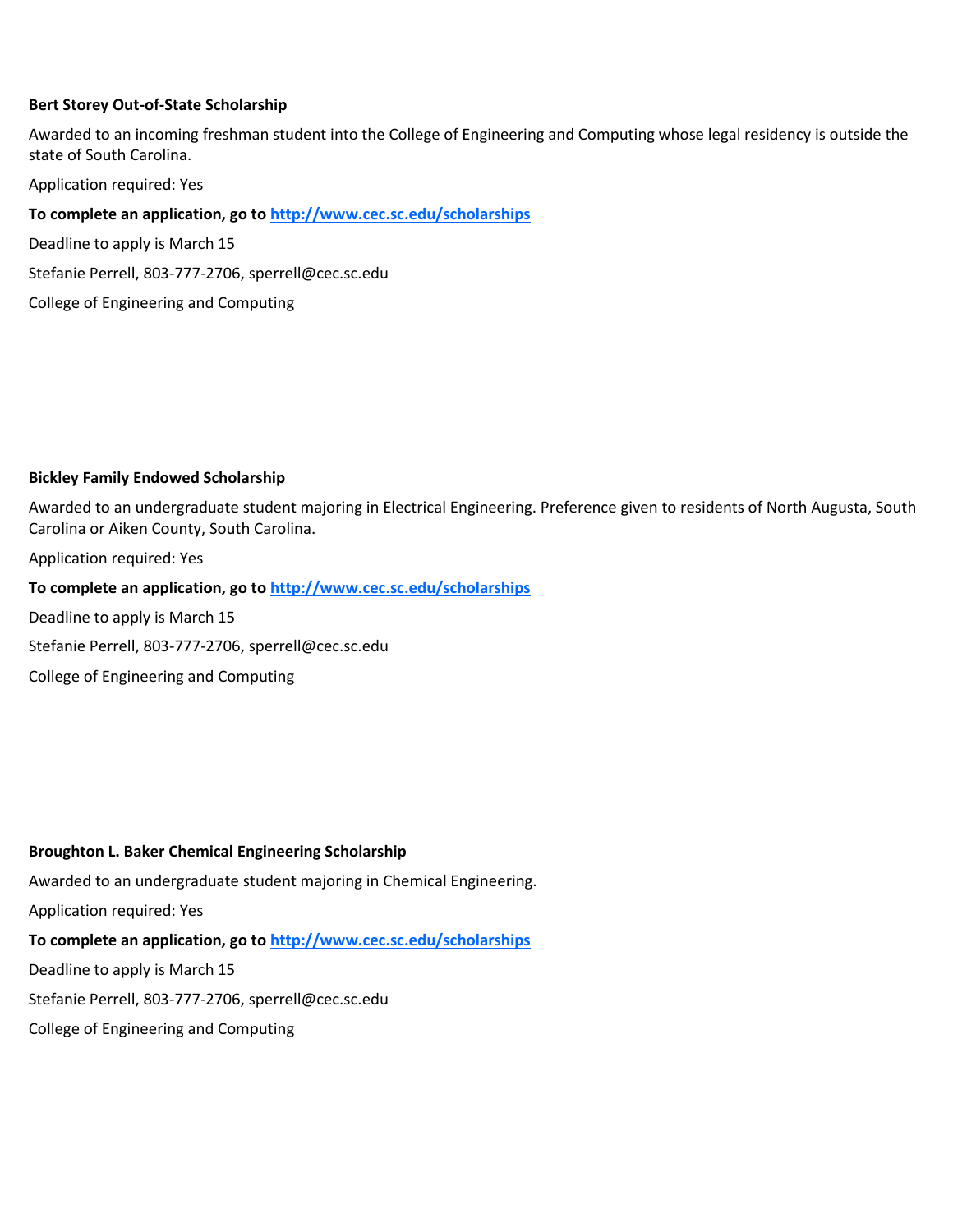**Bert Storey Out-of-State Scholarship**

Awarded to an incoming freshman student into the College of Engineering and Computing whose legal residency is outside the state of South Carolina.

Application required: Yes

**To complete an application, go to [http://www.cec.sc.edu/scholarships](http://www.cec.sc.edu/scholarships)**

Deadline to apply is March 15

Stefanie Perrell, 803-777-2706, sperrell@cec.sc.edu

College of Engineering and Computing

**Bickley Family Endowed Scholarship**

Awarded to an undergraduate student majoring in Electrical Engineering. Preference given to residents of North Augusta, South Carolina or Aiken County, South Carolina.

Application required: Yes

**To complete an application, go to [http://www.cec.sc.edu/scholarships](http://www.cec.sc.edu/scholarships)**

Deadline to apply is March 15

Stefanie Perrell, 803-777-2706, sperrell@cec.sc.edu

College of Engineering and Computing

**Broughton L. Baker Chemical Engineering Scholarship**

Awarded to an undergraduate student majoring in Chemical Engineering.

Application required: Yes

**To complete an application, go to [http://www.cec.sc.edu/scholarships](http://www.cec.sc.edu/scholarships)**

Deadline to apply is March 15

Stefanie Perrell, 803-777-2706, sperrell@cec.sc.edu

College of Engineering and Computing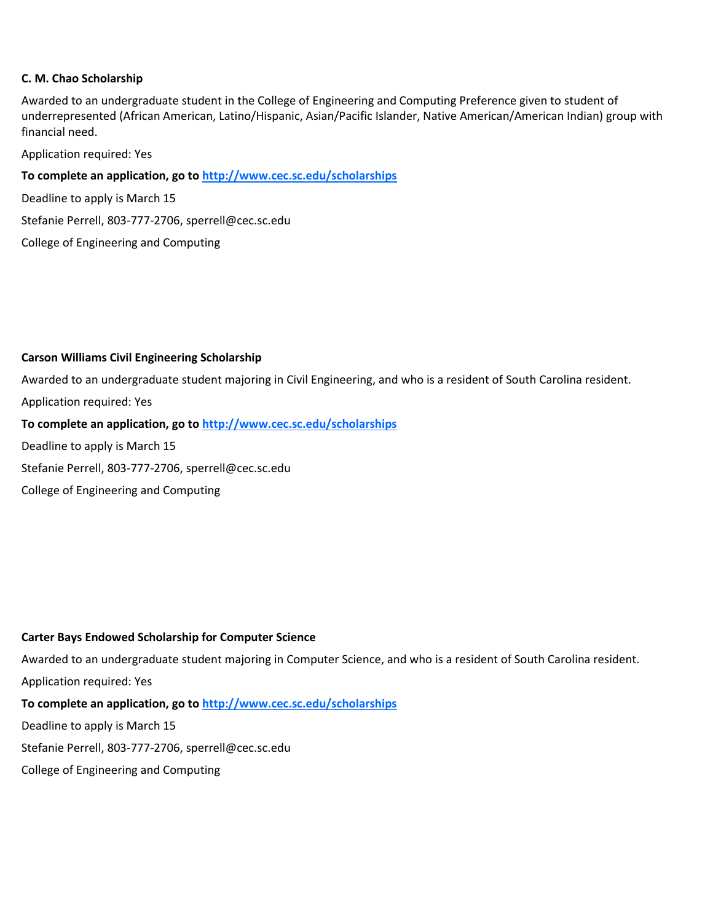**C. M. Chao Scholarship**

Awarded to an undergraduate student in the College of Engineering and Computing Preference given to student of underrepresented (African American, Latino/Hispanic, Asian/Pacific Islander, Native American/American Indian) group with financial need.

Application required: Yes

**To complete an application, go to [http://www.cec.sc.edu/scholarships](http://www.cec.sc.edu/scholarships)**

Deadline to apply is March 15

Stefanie Perrell, 803-777-2706, sperrell@cec.sc.edu

College of Engineering and Computing

**Carson Williams Civil Engineering Scholarship**

Awarded to an undergraduate student majoring in Civil Engineering, and who is a resident of South Carolina resident.

Application required: Yes

**To complete an application, go to [http://www.cec.sc.edu/scholarships](http://www.cec.sc.edu/scholarships)**

Deadline to apply is March 15

Stefanie Perrell, 803-777-2706, sperrell@cec.sc.edu

College of Engineering and Computing

**Carter Bays Endowed Scholarship for Computer Science**

Awarded to an undergraduate student majoring in Computer Science, and who is a resident of South Carolina resident.

Application required: Yes

**To complete an application, go to [http://www.cec.sc.edu/scholarships](http://www.cec.sc.edu/scholarships)**

Deadline to apply is March 15

Stefanie Perrell, 803-777-2706, sperrell@cec.sc.edu

College of Engineering and Computing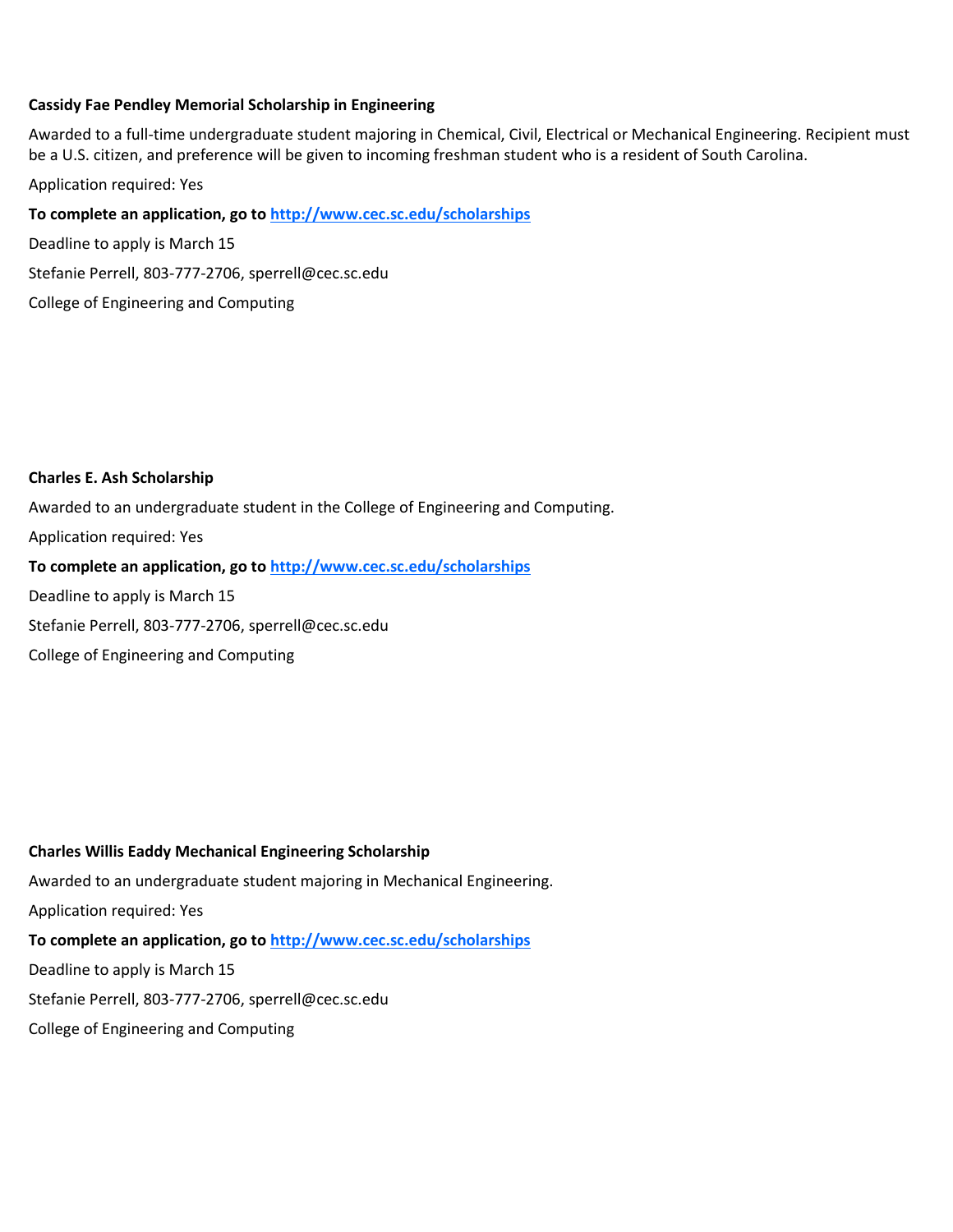**Cassidy Fae Pendley Memorial Scholarship in Engineering**

Awarded to a full-time undergraduate student majoring in Chemical, Civil, Electrical or Mechanical Engineering. Recipient must be a U.S. citizen, and preference will be given to incoming freshman student who is a resident of South Carolina.

Application required: Yes

**To complete an application, go to [http://www.cec.sc.edu/scholarships](http://www.cec.sc.edu/scholarships)**

Deadline to apply is March 15

Stefanie Perrell, 803-777-2706, sperrell@cec.sc.edu

College of Engineering and Computing

**Charles E. Ash Scholarship**

Awarded to an undergraduate student in the College of Engineering and Computing.

Application required: Yes

**To complete an application, go to [http://www.cec.sc.edu/scholarships](http://www.cec.sc.edu/scholarships)**

Deadline to apply is March 15

Stefanie Perrell, 803-777-2706, sperrell@cec.sc.edu

College of Engineering and Computing

**Charles Willis Eaddy Mechanical Engineering Scholarship**

Awarded to an undergraduate student majoring in Mechanical Engineering.

Application required: Yes

**To complete an application, go to [http://www.cec.sc.edu/scholarships](http://www.cec.sc.edu/scholarships)**

Deadline to apply is March 15

Stefanie Perrell, 803-777-2706, sperrell@cec.sc.edu

College of Engineering and Computing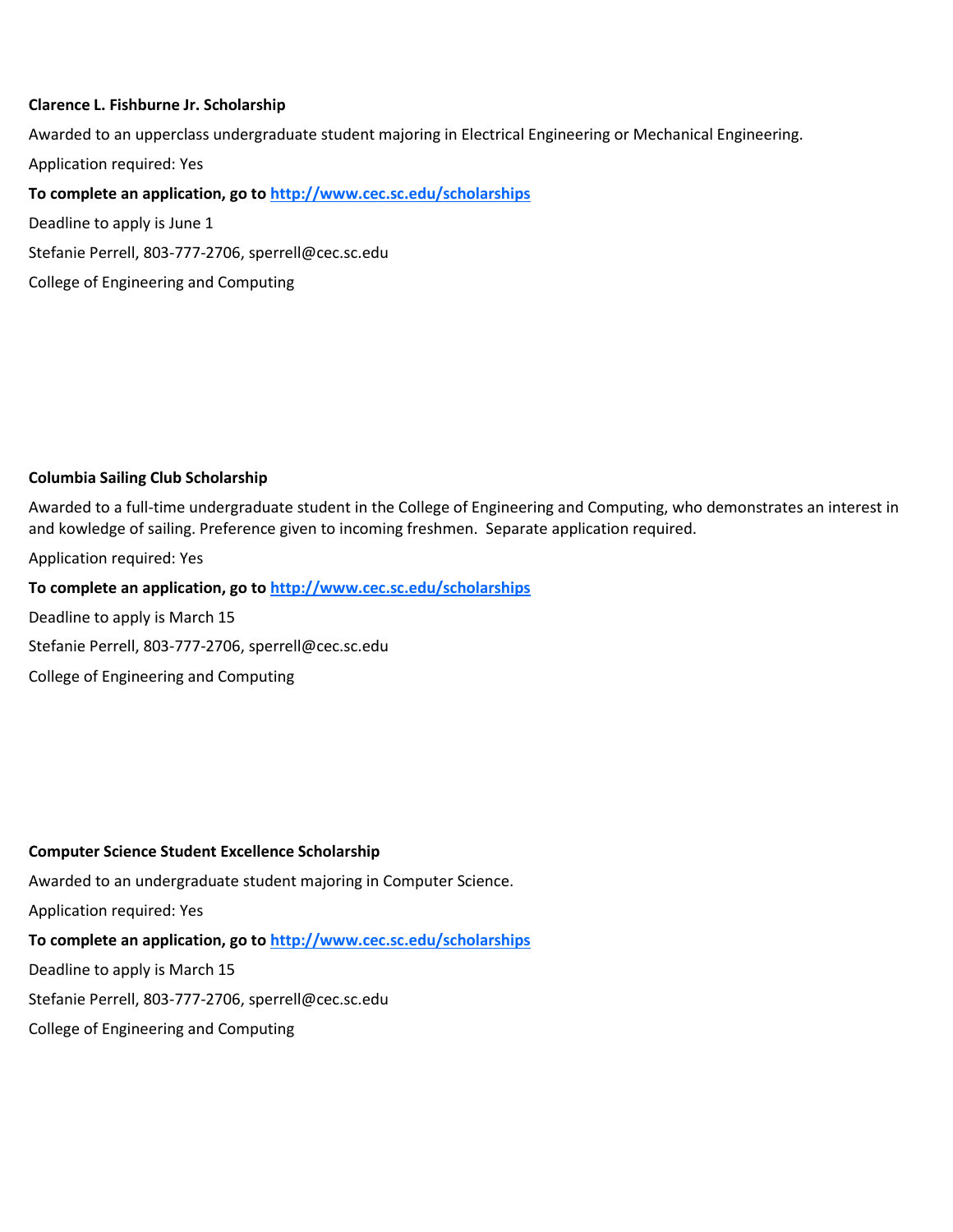**Clarence L. Fishburne Jr. Scholarship**

Awarded to an upperclass undergraduate student majoring in Electrical Engineering or Mechanical Engineering.

Application required: Yes

**To complete an application, go to [http://www.cec.sc.edu/scholarships](http://www.cec.sc.edu/scholarships)**

Deadline to apply is June 1

Stefanie Perrell, 803-777-2706, sperrell@cec.sc.edu

College of Engineering and Computing

**Columbia Sailing Club Scholarship**

Awarded to a full-time undergraduate student in the College of Engineering and Computing, who demonstrates an interest in and kowledge of sailing. Preference given to incoming freshmen. Separate application required.

Application required: Yes

**To complete an application, go to [http://www.cec.sc.edu/scholarships](http://www.cec.sc.edu/scholarships)**

Deadline to apply is March 15

Stefanie Perrell, 803-777-2706, sperrell@cec.sc.edu

College of Engineering and Computing

**Computer Science Student Excellence Scholarship**

Awarded to an undergraduate student majoring in Computer Science.

Application required: Yes

**To complete an application, go to [http://www.cec.sc.edu/scholarships](http://www.cec.sc.edu/scholarships)**

Deadline to apply is March 15

Stefanie Perrell, 803-777-2706, sperrell@cec.sc.edu

College of Engineering and Computing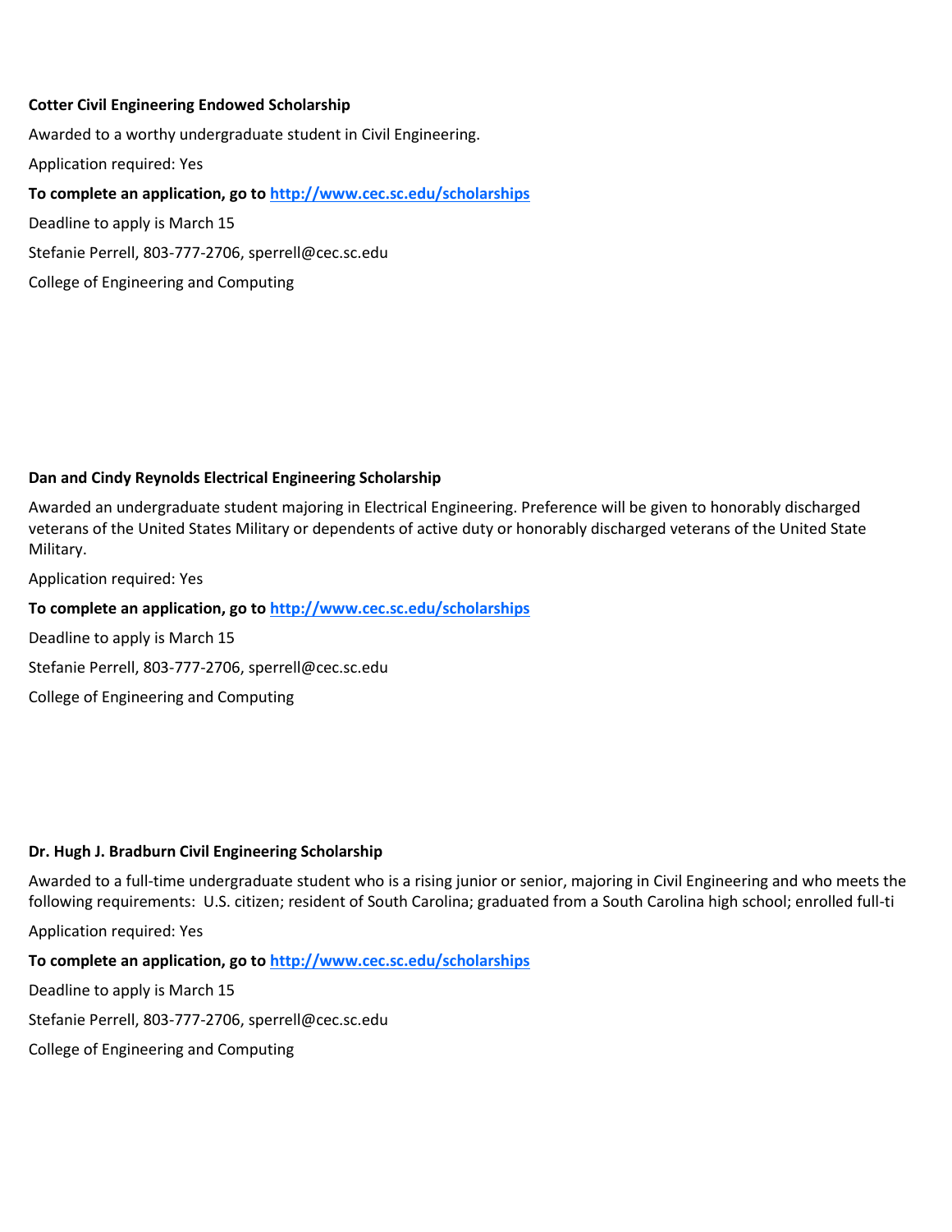**Cotter Civil Engineering Endowed Scholarship**

Awarded to a worthy undergraduate student in Civil Engineering.

Application required: Yes

**To complete an application, go to [http://www.cec.sc.edu/scholarships](http://www.cec.sc.edu/scholarships)**

Deadline to apply is March 15

Stefanie Perrell, 803-777-2706, sperrell@cec.sc.edu

College of Engineering and Computing

**Dan and Cindy Reynolds Electrical Engineering Scholarship**

Awarded an undergraduate student majoring in Electrical Engineering. Preference will be given to honorably discharged veterans of the United States Military or dependents of active duty or honorably discharged veterans of the United State Military.

Application required: Yes

**To complete an application, go to [http://www.cec.sc.edu/scholarships](http://www.cec.sc.edu/scholarships)**

Deadline to apply is March 15

Stefanie Perrell, 803-777-2706, sperrell@cec.sc.edu

College of Engineering and Computing

**Dr. Hugh J. Bradburn Civil Engineering Scholarship**

Awarded to a full-time undergraduate student who is a rising junior or senior, majoring in Civil Engineering and who meets the following requirements: U.S. citizen; resident of South Carolina; graduated from a South Carolina high school; enrolled full-ti

Application required: Yes

**To complete an application, go to [http://www.cec.sc.edu/scholarships](http://www.cec.sc.edu/scholarships)**

Deadline to apply is March 15

Stefanie Perrell, 803-777-2706, sperrell@cec.sc.edu

College of Engineering and Computing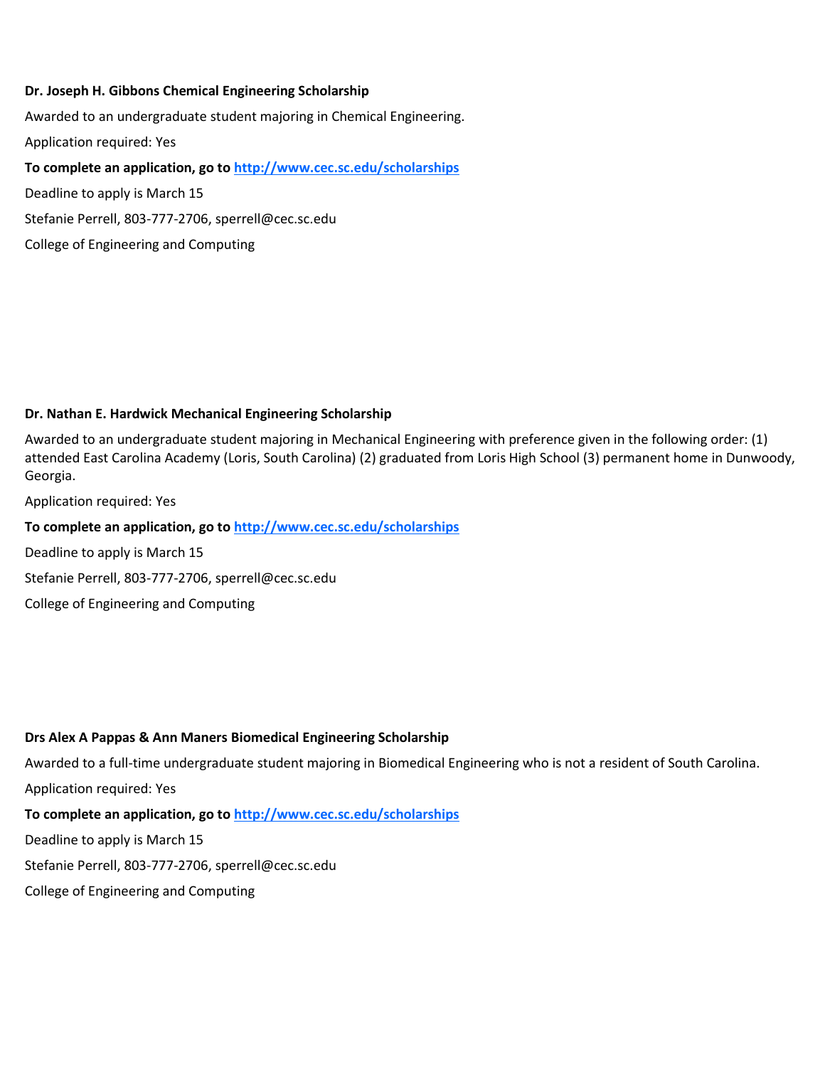**Dr. Joseph H. Gibbons Chemical Engineering Scholarship**

Awarded to an undergraduate student majoring in Chemical Engineering.

Application required: Yes

**To complete an application, go to [http://www.cec.sc.edu/scholarships](http://www.cec.sc.edu/scholarships)**

Deadline to apply is March 15

Stefanie Perrell, 803-777-2706, sperrell@cec.sc.edu

College of Engineering and Computing

**Dr. Nathan E. Hardwick Mechanical Engineering Scholarship**

Awarded to an undergraduate student majoring in Mechanical Engineering with preference given in the following order: (1) attended East Carolina Academy (Loris, South Carolina) (2) graduated from Loris High School (3) permanent home in Dunwoody, Georgia.

Application required: Yes

**To complete an application, go to [http://www.cec.sc.edu/scholarships](http://www.cec.sc.edu/scholarships)**

Deadline to apply is March 15

Stefanie Perrell, 803-777-2706, sperrell@cec.sc.edu

College of Engineering and Computing

**Drs Alex A Pappas & Ann Maners Biomedical Engineering Scholarship**

Awarded to a full-time undergraduate student majoring in Biomedical Engineering who is not a resident of South Carolina.

Application required: Yes

**To complete an application, go to [http://www.cec.sc.edu/scholarships](http://www.cec.sc.edu/scholarships)**

Deadline to apply is March 15

Stefanie Perrell, 803-777-2706, sperrell@cec.sc.edu

College of Engineering and Computing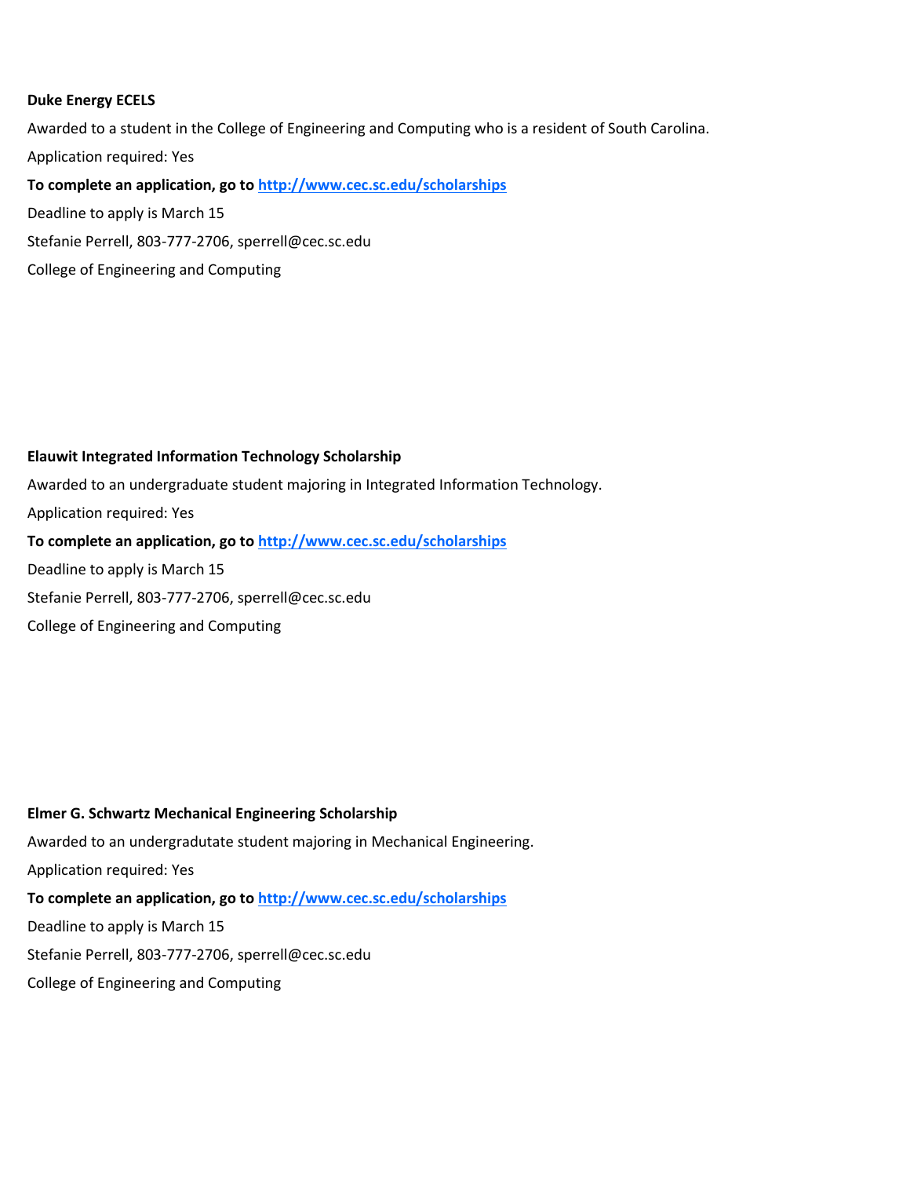**Duke Energy ECELS**

Awarded to a student in the College of Engineering and Computing who is a resident of South Carolina.

Application required: Yes

**To complete an application, go to http://www.cec.sc.edu/scholarships**

Deadline to apply is March 15

Stefanie Perrell, 803-777-2706, sperrell@cec.sc.edu

College of Engineering and Computing

**Elauwit Integrated Information Technology Scholarship**

Awarded to an undergraduate student majoring in Integrated Information Technology.

Application required: Yes

**To complete an application, go to http://www.cec.sc.edu/scholarships**

Deadline to apply is March 15

Stefanie Perrell, 803-777-2706, sperrell@cec.sc.edu

College of Engineering and Computing

**Elmer G. Schwartz Mechanical Engineering Scholarship**

Awarded to an undergradutate student majoring in Mechanical Engineering.

Application required: Yes

**To complete an application, go to http://www.cec.sc.edu/scholarships**

Deadline to apply is March 15

Stefanie Perrell, 803-777-2706, sperrell@cec.sc.edu

College of Engineering and Computing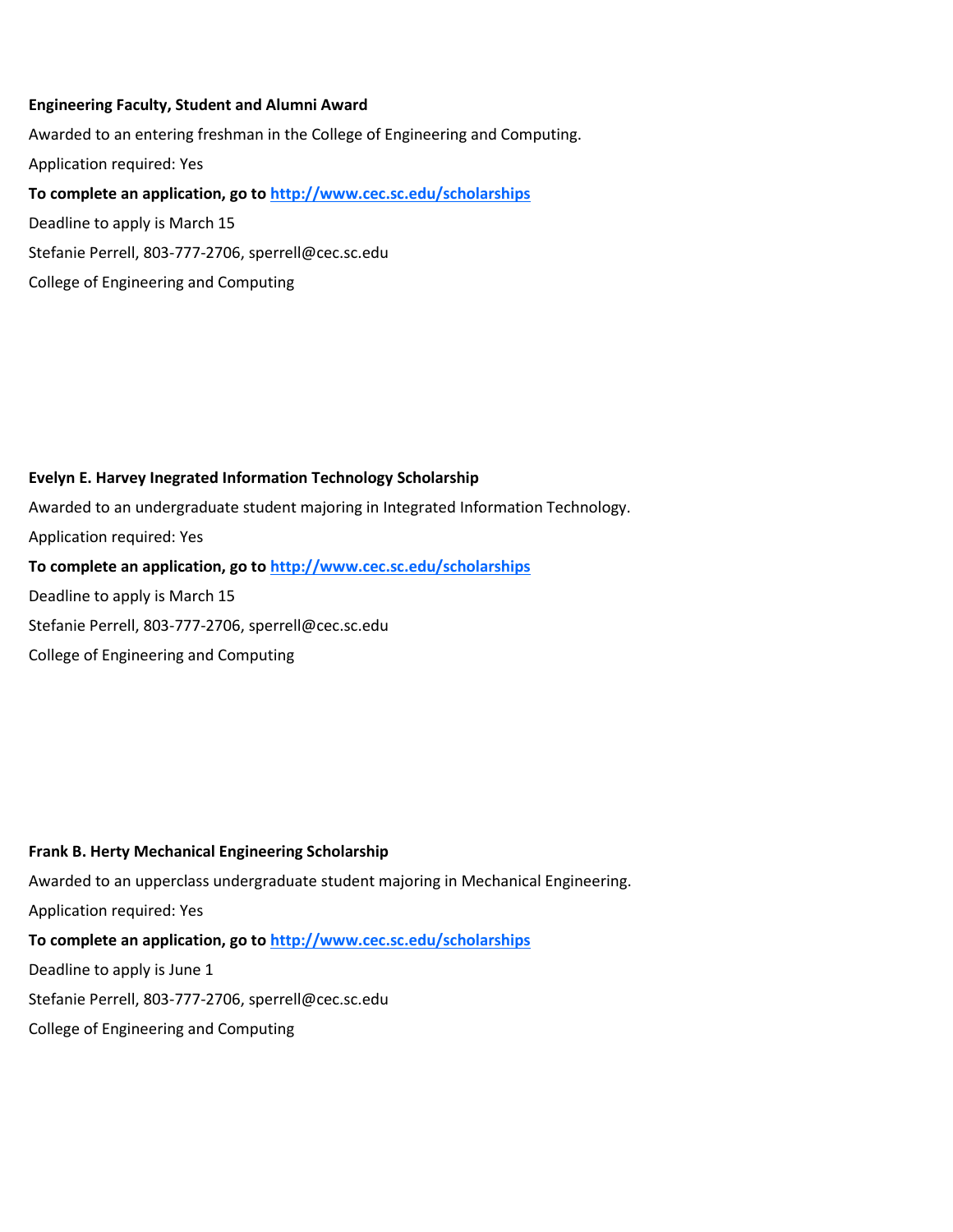**Engineering Faculty, Student and Alumni Award**

Awarded to an entering freshman in the College of Engineering and Computing.

Application required: Yes

**To complete an application, go to [http://www.cec.sc.edu/scholarships](http://www.cec.sc.edu/scholarships)**

Deadline to apply is March 15

Stefanie Perrell, 803-777-2706, sperrell@cec.sc.edu

College of Engineering and Computing

**Evelyn E. Harvey Inegrated Information Technology Scholarship**

Awarded to an undergraduate student majoring in Integrated Information Technology.

Application required: Yes

**To complete an application, go to [http://www.cec.sc.edu/scholarships](http://www.cec.sc.edu/scholarships)**

Deadline to apply is March 15

Stefanie Perrell, 803-777-2706, sperrell@cec.sc.edu

College of Engineering and Computing

**Frank B. Herty Mechanical Engineering Scholarship**

Awarded to an upperclass undergraduate student majoring in Mechanical Engineering.

Application required: Yes

**To complete an application, go to [http://www.cec.sc.edu/scholarships](http://www.cec.sc.edu/scholarships)**

Deadline to apply is June 1

Stefanie Perrell, 803-777-2706, sperrell@cec.sc.edu

College of Engineering and Computing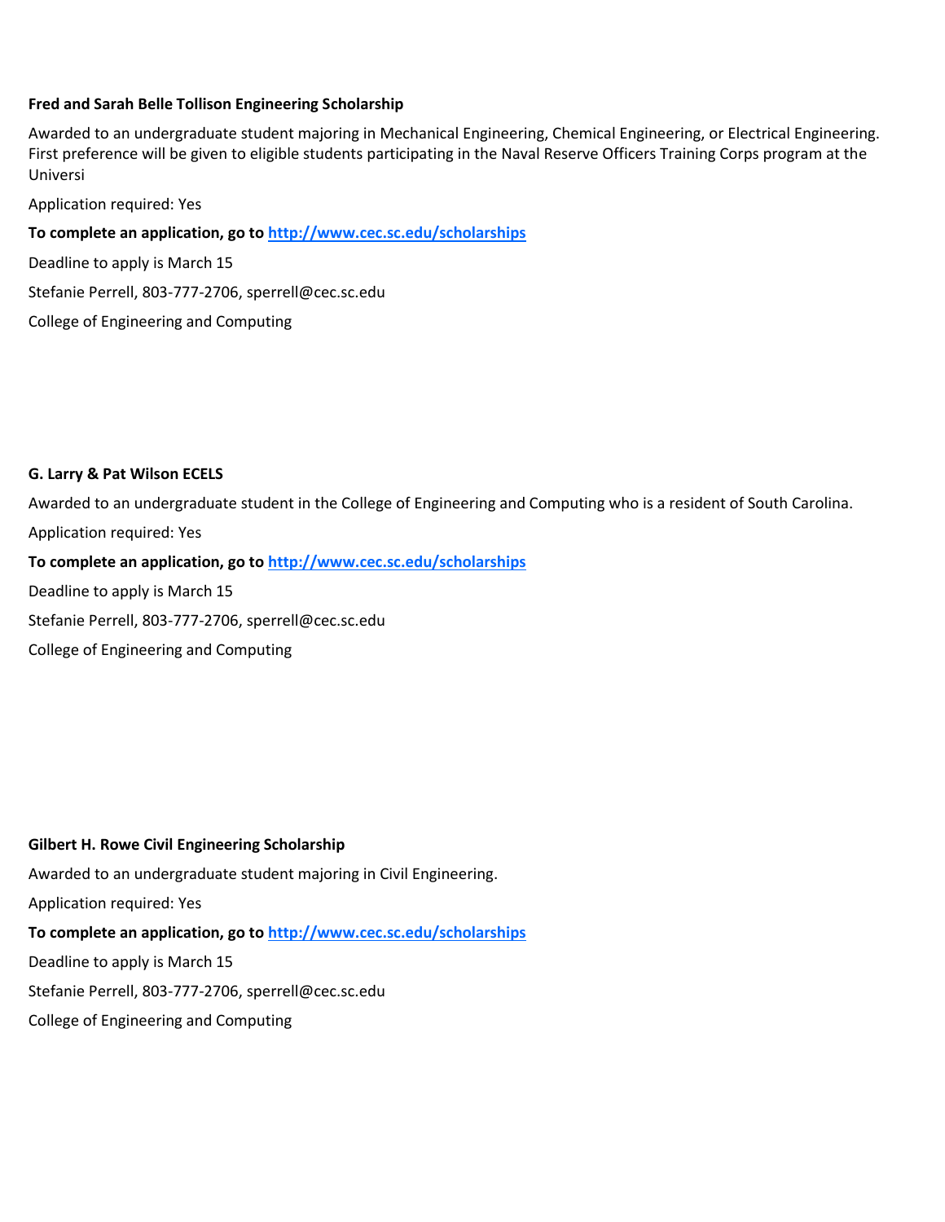**Fred and Sarah Belle Tollison Engineering Scholarship**

Awarded to an undergraduate student majoring in Mechanical Engineering, Chemical Engineering, or Electrical Engineering. First preference will be given to eligible students participating in the Naval Reserve Officers Training Corps program at the Universi

Application required: Yes

**To complete an application, go to [http://www.cec.sc.edu/scholarships](http://www.cec.sc.edu/scholarships)**

Deadline to apply is March 15

Stefanie Perrell, 803-777-2706, sperrell@cec.sc.edu

College of Engineering and Computing

**G. Larry & Pat Wilson ECELS**

Awarded to an undergraduate student in the College of Engineering and Computing who is a resident of South Carolina.

Application required: Yes

**To complete an application, go to [http://www.cec.sc.edu/scholarships](http://www.cec.sc.edu/scholarships)**

Deadline to apply is March 15

Stefanie Perrell, 803-777-2706, sperrell@cec.sc.edu

College of Engineering and Computing

**Gilbert H. Rowe Civil Engineering Scholarship**

Awarded to an undergraduate student majoring in Civil Engineering.

Application required: Yes

**To complete an application, go to [http://www.cec.sc.edu/scholarships](http://www.cec.sc.edu/scholarships)**

Deadline to apply is March 15

Stefanie Perrell, 803-777-2706, sperrell@cec.sc.edu

College of Engineering and Computing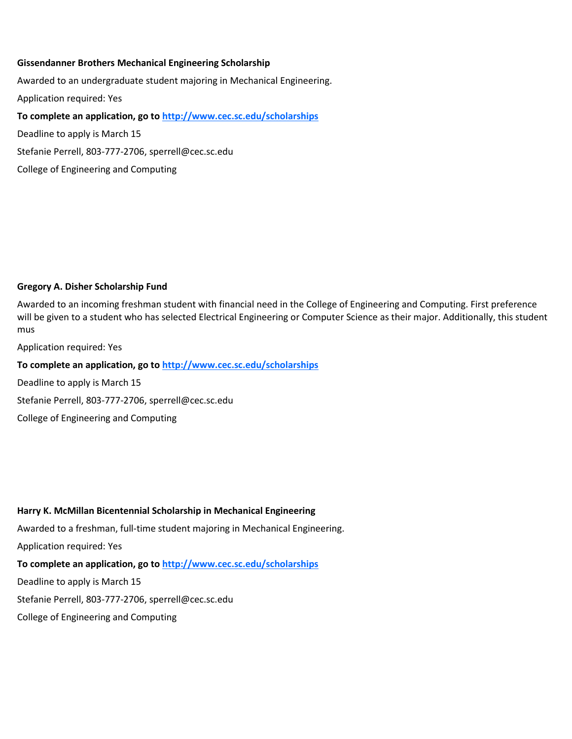**Gissendanner Brothers Mechanical Engineering Scholarship**

Awarded to an undergraduate student majoring in Mechanical Engineering.

Application required: Yes

**To complete an application, go to [http://www.cec.sc.edu/scholarships](http://www.cec.sc.edu/scholarships)**

Deadline to apply is March 15

Stefanie Perrell, 803-777-2706, sperrell@cec.sc.edu

College of Engineering and Computing

**Gregory A. Disher Scholarship Fund**

Awarded to an incoming freshman student with financial need in the College of Engineering and Computing. First preference will be given to a student who has selected Electrical Engineering or Computer Science as their major. Additionally, this student mus

Application required: Yes

**To complete an application, go to [http://www.cec.sc.edu/scholarships](http://www.cec.sc.edu/scholarships)**

Deadline to apply is March 15

Stefanie Perrell, 803-777-2706, sperrell@cec.sc.edu

College of Engineering and Computing

**Harry K. McMillan Bicentennial Scholarship in Mechanical Engineering**

Awarded to a freshman, full-time student majoring in Mechanical Engineering.

Application required: Yes

**To complete an application, go to [http://www.cec.sc.edu/scholarships](http://www.cec.sc.edu/scholarships)**

Deadline to apply is March 15

Stefanie Perrell, 803-777-2706, sperrell@cec.sc.edu

College of Engineering and Computing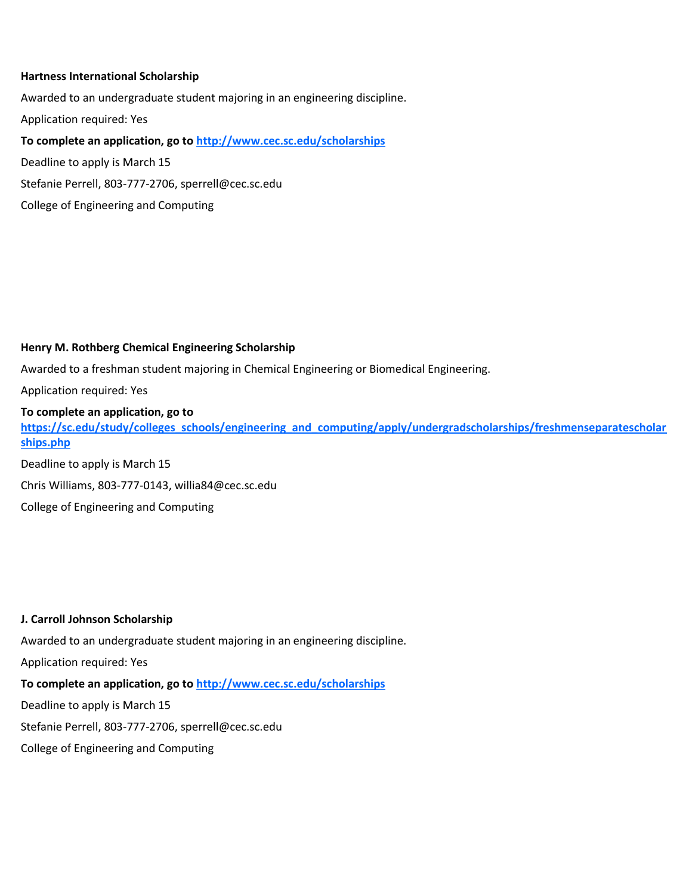**Hartness International Scholarship**

Awarded to an undergraduate student majoring in an engineering discipline.

Application required: Yes

**To complete an application, go to http://www.cec.sc.edu/scholarships**

Deadline to apply is March 15

Stefanie Perrell, 803-777-2706, sperrell@cec.sc.edu

College of Engineering and Computing

**Henry M. Rothberg Chemical Engineering Scholarship**

Awarded to a freshman student majoring in Chemical Engineering or Biomedical Engineering.

Application required: Yes

**To complete an application, go to https://sc.edu/study/colleges_schools/engineering_and_computing/apply/undergradscholarships/freshmenseparatescholarships.php**

Deadline to apply is March 15

Chris Williams, 803-777-0143, willia84@cec.sc.edu

College of Engineering and Computing

**J. Carroll Johnson Scholarship**

Awarded to an undergraduate student majoring in an engineering discipline.

Application required: Yes

**To complete an application, go to http://www.cec.sc.edu/scholarships**

Deadline to apply is March 15

Stefanie Perrell, 803-777-2706, sperrell@cec.sc.edu

College of Engineering and Computing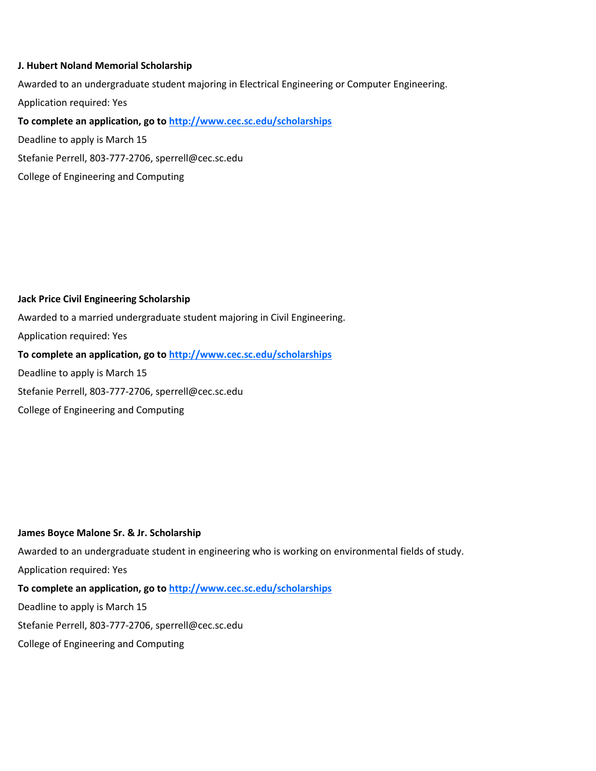**J. Hubert Noland Memorial Scholarship**

Awarded to an undergraduate student majoring in Electrical Engineering or Computer Engineering.

Application required: Yes

**To complete an application, go to [http://www.cec.sc.edu/scholarships](http://www.cec.sc.edu/scholarships)**

Deadline to apply is March 15

Stefanie Perrell, 803-777-2706, sperrell@cec.sc.edu

College of Engineering and Computing

**Jack Price Civil Engineering Scholarship**

Awarded to a married undergraduate student majoring in Civil Engineering.

Application required: Yes

**To complete an application, go to [http://www.cec.sc.edu/scholarships](http://www.cec.sc.edu/scholarships)**

Deadline to apply is March 15

Stefanie Perrell, 803-777-2706, sperrell@cec.sc.edu

College of Engineering and Computing

**James Boyce Malone Sr. & Jr. Scholarship**

Awarded to an undergraduate student in engineering who is working on environmental fields of study.

Application required: Yes

**To complete an application, go to [http://www.cec.sc.edu/scholarships](http://www.cec.sc.edu/scholarships)**

Deadline to apply is March 15

Stefanie Perrell, 803-777-2706, sperrell@cec.sc.edu

College of Engineering and Computing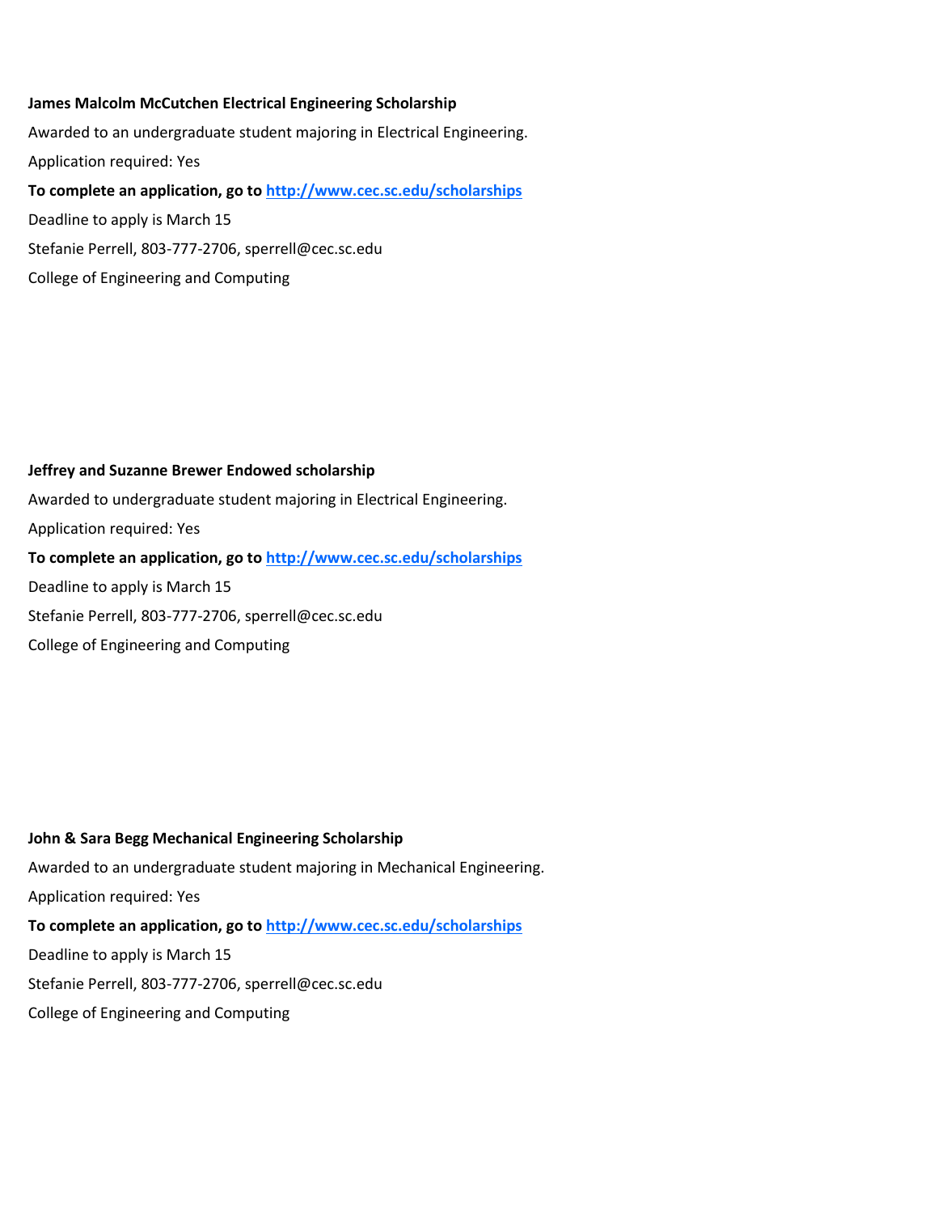**James Malcolm McCutchen Electrical Engineering Scholarship**

Awarded to an undergraduate student majoring in Electrical Engineering.

Application required: Yes

**To complete an application, go to http://www.cec.sc.edu/scholarships**

Deadline to apply is March 15

Stefanie Perrell, 803-777-2706, sperrell@cec.sc.edu

College of Engineering and Computing

**Jeffrey and Suzanne Brewer Endowed scholarship**

Awarded to undergraduate student majoring in Electrical Engineering.

Application required: Yes

**To complete an application, go to http://www.cec.sc.edu/scholarships**

Deadline to apply is March 15

Stefanie Perrell, 803-777-2706, sperrell@cec.sc.edu

College of Engineering and Computing

**John & Sara Begg Mechanical Engineering Scholarship**

Awarded to an undergraduate student majoring in Mechanical Engineering.

Application required: Yes

**To complete an application, go to http://www.cec.sc.edu/scholarships**

Deadline to apply is March 15

Stefanie Perrell, 803-777-2706, sperrell@cec.sc.edu

College of Engineering and Computing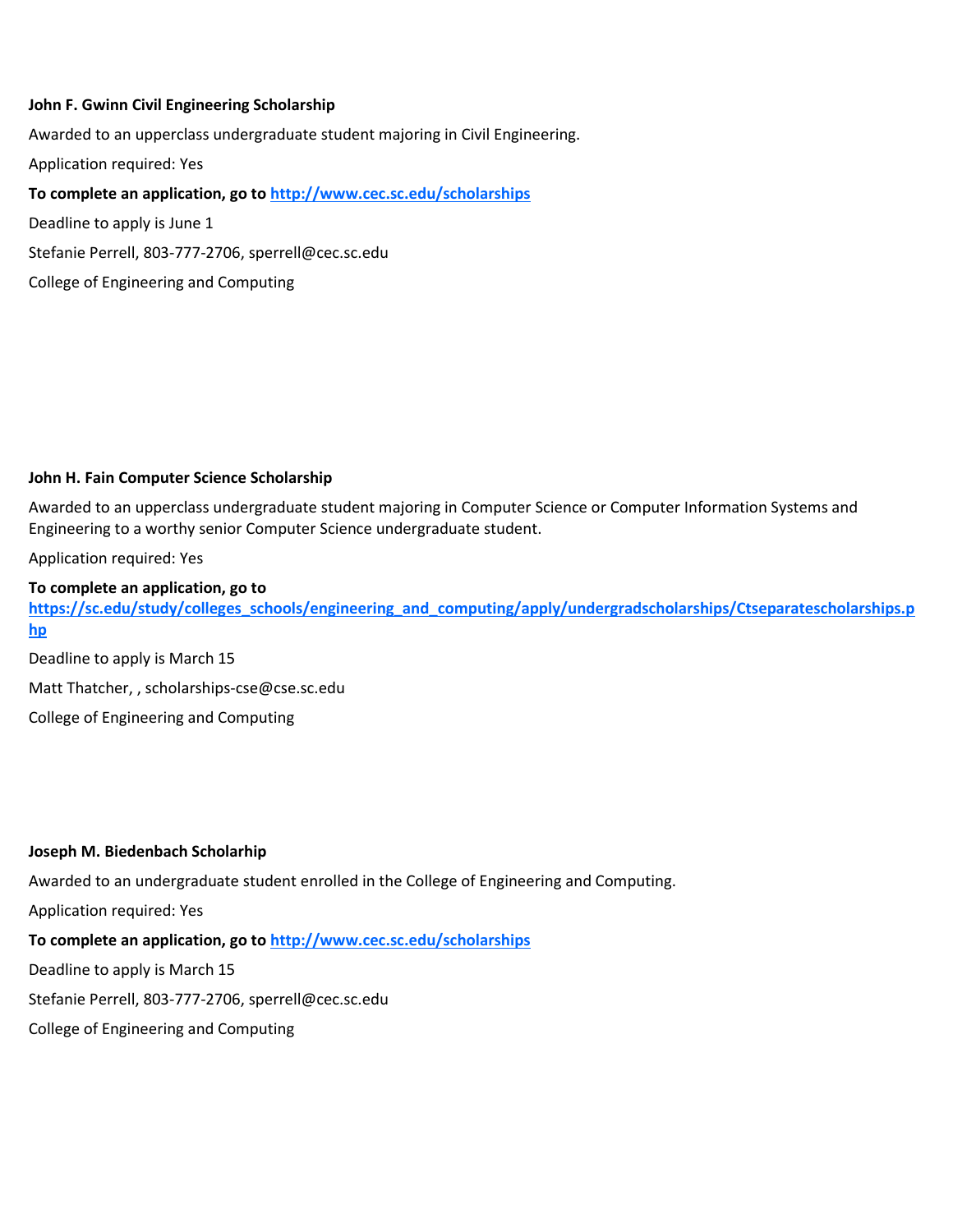**John F. Gwinn Civil Engineering Scholarship**

Awarded to an upperclass undergraduate student majoring in Civil Engineering.

Application required: Yes

**To complete an application, go to [http://www.cec.sc.edu/scholarships](http://www.cec.sc.edu/scholarships)**

Deadline to apply is June 1

Stefanie Perrell, 803-777-2706, sperrell@cec.sc.edu

College of Engineering and Computing

**John H. Fain Computer Science Scholarship**

Awarded to an upperclass undergraduate student majoring in Computer Science or Computer Information Systems and Engineering to a worthy senior Computer Science undergraduate student.

Application required: Yes

**To complete an application, go to [https://sc.edu/study/colleges_schools/engineering_and_computing/apply/undergradscholarships/Ctseparatescholarships.php](https://sc.edu/study/colleges_schools/engineering_and_computing/apply/undergradscholarships/Ctseparatescholarships.php)**

Deadline to apply is March 15

Matt Thatcher, , scholarships-cse@cse.sc.edu

College of Engineering and Computing

**Joseph M. Biedenbach Scholarhip**

Awarded to an undergraduate student enrolled in the College of Engineering and Computing.

Application required: Yes

**To complete an application, go to [http://www.cec.sc.edu/scholarships](http://www.cec.sc.edu/scholarships)**

Deadline to apply is March 15

Stefanie Perrell, 803-777-2706, sperrell@cec.sc.edu

College of Engineering and Computing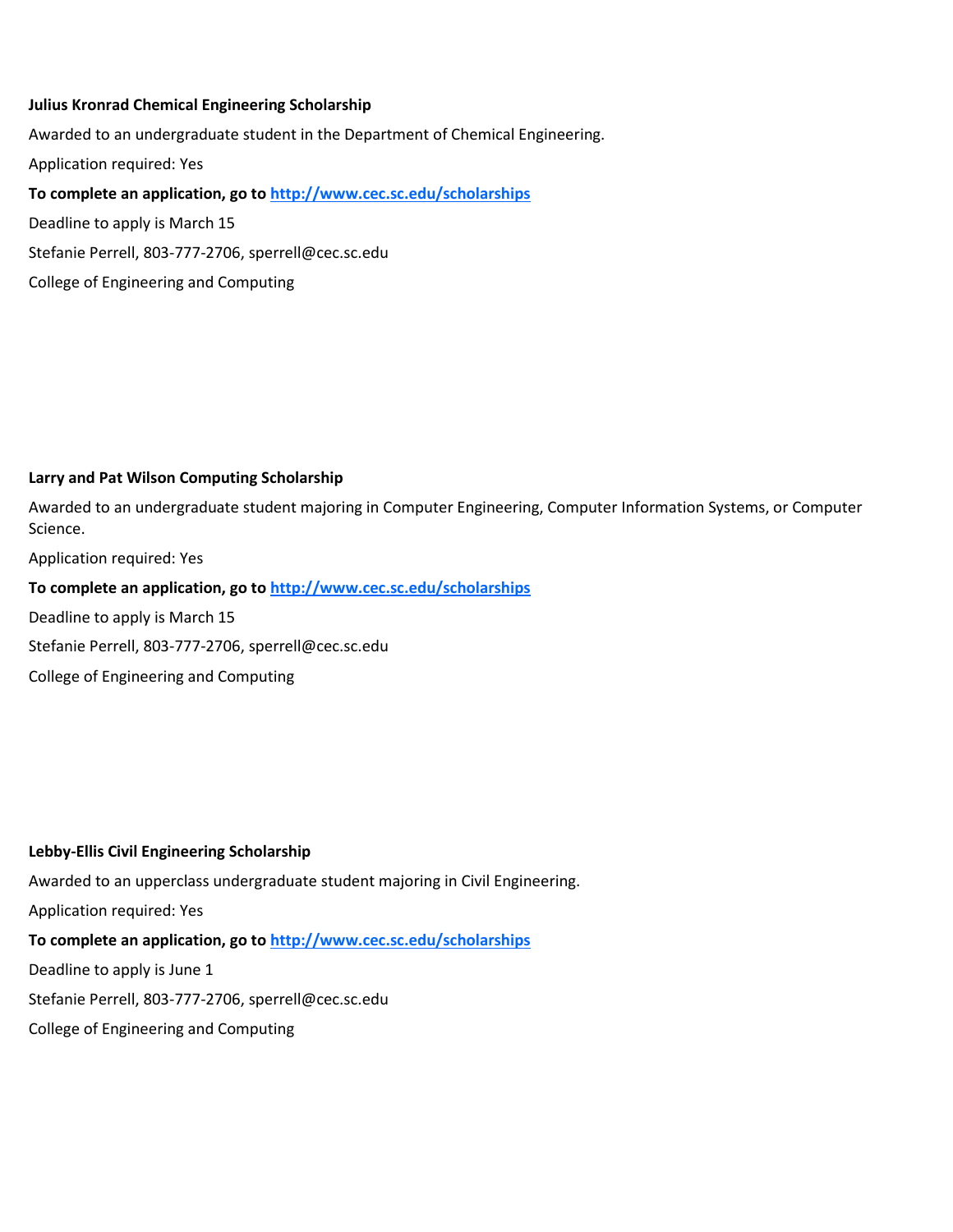**Julius Kronrad Chemical Engineering Scholarship**

Awarded to an undergraduate student in the Department of Chemical Engineering.

Application required: Yes

**To complete an application, go to [http://www.cec.sc.edu/scholarships](http://www.cec.sc.edu/scholarships)**

Deadline to apply is March 15

Stefanie Perrell, 803-777-2706, sperrell@cec.sc.edu

College of Engineering and Computing

**Larry and Pat Wilson Computing Scholarship**

Awarded to an undergraduate student majoring in Computer Engineering, Computer Information Systems, or Computer Science.

Application required: Yes

**To complete an application, go to [http://www.cec.sc.edu/scholarships](http://www.cec.sc.edu/scholarships)**

Deadline to apply is March 15

Stefanie Perrell, 803-777-2706, sperrell@cec.sc.edu

College of Engineering and Computing

**Lebby-Ellis Civil Engineering Scholarship**

Awarded to an upperclass undergraduate student majoring in Civil Engineering.

Application required: Yes

**To complete an application, go to [http://www.cec.sc.edu/scholarships](http://www.cec.sc.edu/scholarships)**

Deadline to apply is June 1

Stefanie Perrell, 803-777-2706, sperrell@cec.sc.edu

College of Engineering and Computing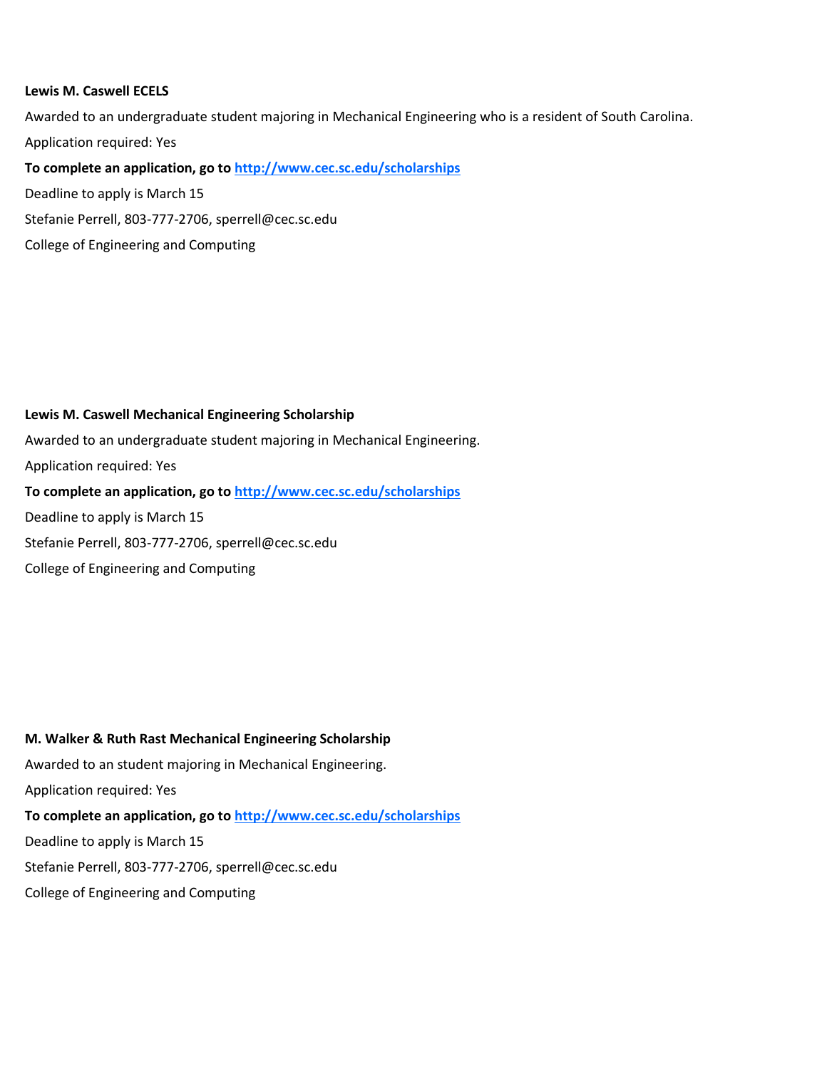**Lewis M. Caswell ECELS**

Awarded to an undergraduate student majoring in Mechanical Engineering who is a resident of South Carolina.

Application required: Yes

**To complete an application, go to [http://www.cec.sc.edu/scholarships](http://www.cec.sc.edu/scholarships)**

Deadline to apply is March 15

Stefanie Perrell, 803-777-2706, sperrell@cec.sc.edu

College of Engineering and Computing

**Lewis M. Caswell Mechanical Engineering Scholarship**

Awarded to an undergraduate student majoring in Mechanical Engineering.

Application required: Yes

**To complete an application, go to [http://www.cec.sc.edu/scholarships](http://www.cec.sc.edu/scholarships)**

Deadline to apply is March 15

Stefanie Perrell, 803-777-2706, sperrell@cec.sc.edu

College of Engineering and Computing

**M. Walker & Ruth Rast Mechanical Engineering Scholarship**

Awarded to an student majoring in Mechanical Engineering.

Application required: Yes

**To complete an application, go to [http://www.cec.sc.edu/scholarships](http://www.cec.sc.edu/scholarships)**

Deadline to apply is March 15

Stefanie Perrell, 803-777-2706, sperrell@cec.sc.edu

College of Engineering and Computing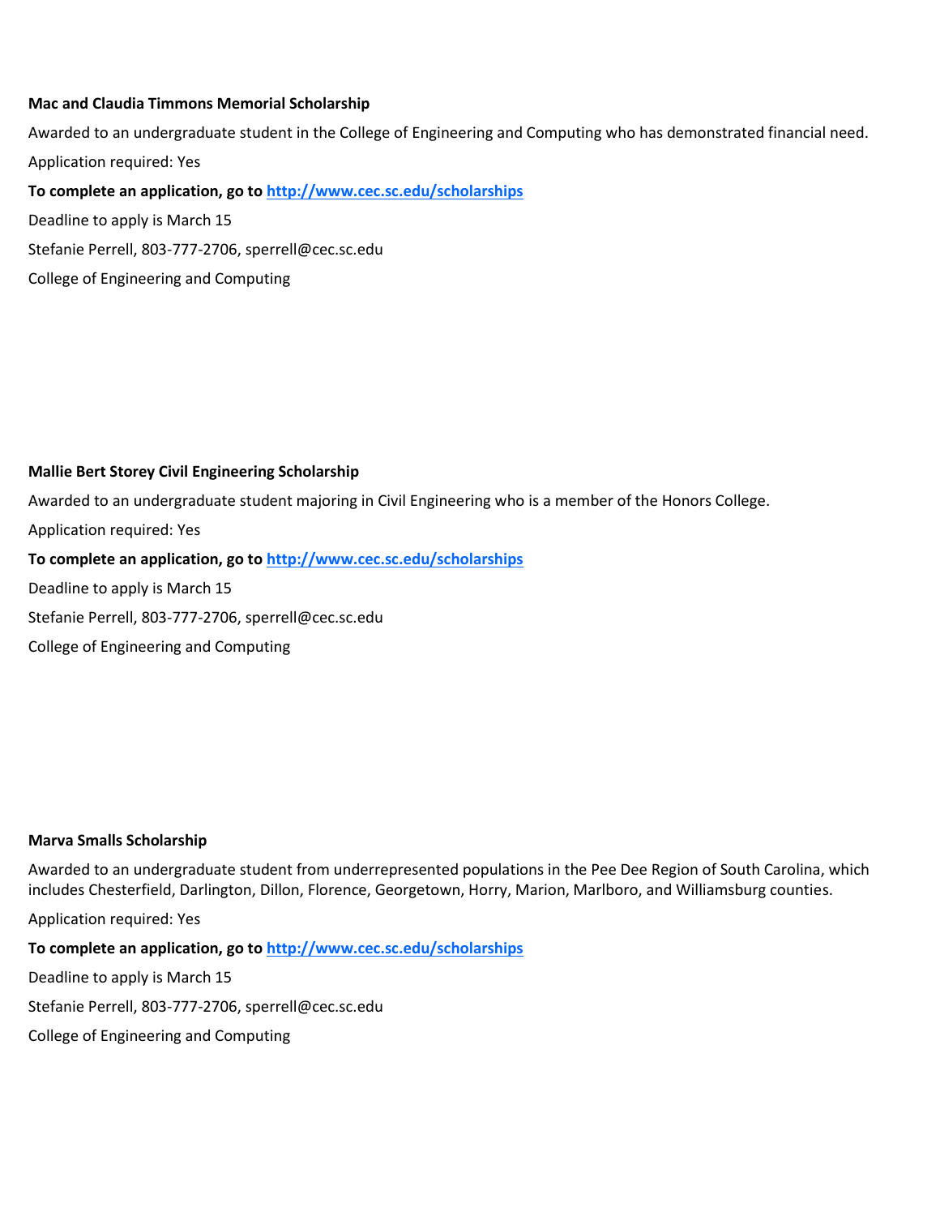**Mac and Claudia Timmons Memorial Scholarship**

Awarded to an undergraduate student in the College of Engineering and Computing who has demonstrated financial need.

Application required: Yes

**To complete an application, go to [http://www.cec.sc.edu/scholarships](http://www.cec.sc.edu/scholarships)**

Deadline to apply is March 15

Stefanie Perrell, 803-777-2706, sperrell@cec.sc.edu

College of Engineering and Computing

**Mallie Bert Storey Civil Engineering Scholarship**

Awarded to an undergraduate student majoring in Civil Engineering who is a member of the Honors College.

Application required: Yes

**To complete an application, go to [http://www.cec.sc.edu/scholarships](http://www.cec.sc.edu/scholarships)**

Deadline to apply is March 15

Stefanie Perrell, 803-777-2706, sperrell@cec.sc.edu

College of Engineering and Computing

**Marva Smalls Scholarship**

Awarded to an undergraduate student from underrepresented populations in the Pee Dee Region of South Carolina, which includes Chesterfield, Darlington, Dillon, Florence, Georgetown, Horry, Marion, Marlboro, and Williamsburg counties.

Application required: Yes

**To complete an application, go to [http://www.cec.sc.edu/scholarships](http://www.cec.sc.edu/scholarships)**

Deadline to apply is March 15

Stefanie Perrell, 803-777-2706, sperrell@cec.sc.edu

College of Engineering and Computing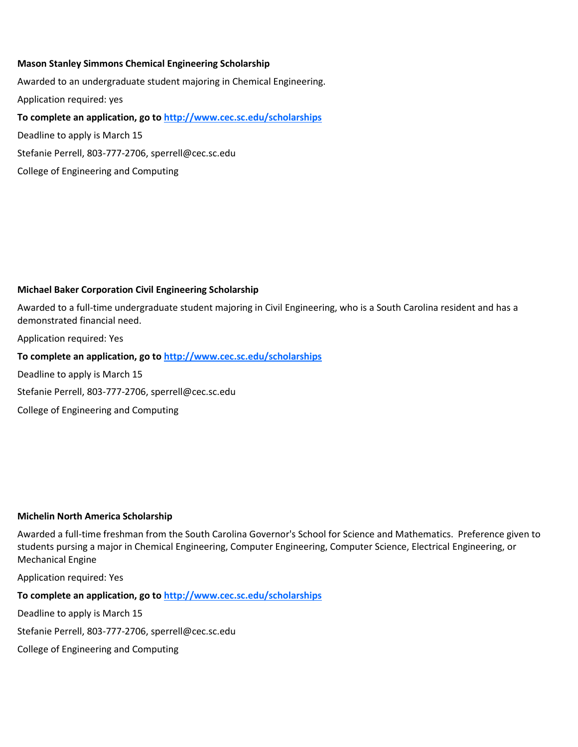**Mason Stanley Simmons Chemical Engineering Scholarship**

Awarded to an undergraduate student majoring in Chemical Engineering.

Application required: yes

**To complete an application, go to [http://www.cec.sc.edu/scholarships](http://www.cec.sc.edu/scholarships)**

Deadline to apply is March 15

Stefanie Perrell, 803-777-2706, sperrell@cec.sc.edu

College of Engineering and Computing

**Michael Baker Corporation Civil Engineering Scholarship**

Awarded to a full-time undergraduate student majoring in Civil Engineering, who is a South Carolina resident and has a demonstrated financial need.

Application required: Yes

**To complete an application, go to [http://www.cec.sc.edu/scholarships](http://www.cec.sc.edu/scholarships)**

Deadline to apply is March 15

Stefanie Perrell, 803-777-2706, sperrell@cec.sc.edu

College of Engineering and Computing

**Michelin North America Scholarship**

Awarded a full-time freshman from the South Carolina Governor's School for Science and Mathematics. Preference given to students pursing a major in Chemical Engineering, Computer Engineering, Computer Science, Electrical Engineering, or Mechanical Engine

Application required: Yes

**To complete an application, go to [http://www.cec.sc.edu/scholarships](http://www.cec.sc.edu/scholarships)**

Deadline to apply is March 15

Stefanie Perrell, 803-777-2706, sperrell@cec.sc.edu

College of Engineering and Computing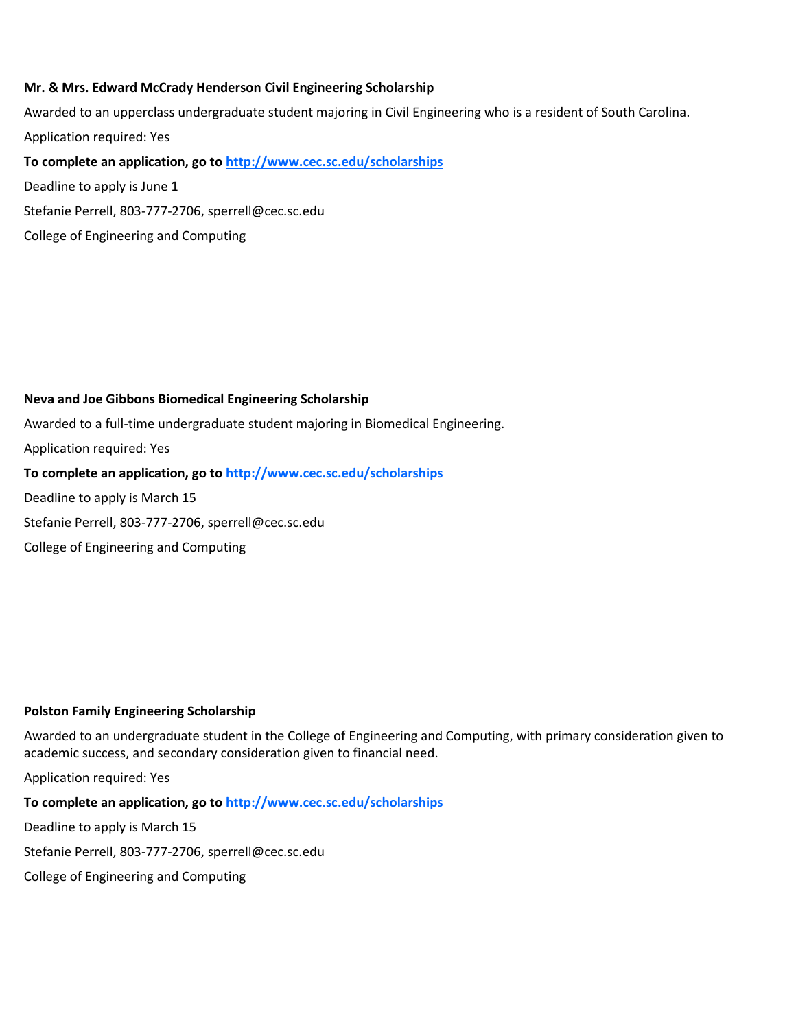**Mr. & Mrs. Edward McCrady Henderson Civil Engineering Scholarship**

Awarded to an upperclass undergraduate student majoring in Civil Engineering who is a resident of South Carolina.

Application required: Yes

**To complete an application, go to [http://www.cec.sc.edu/scholarships](http://www.cec.sc.edu/scholarships)**

Deadline to apply is June 1

Stefanie Perrell, 803-777-2706, sperrell@cec.sc.edu

College of Engineering and Computing

**Neva and Joe Gibbons Biomedical Engineering Scholarship**

Awarded to a full-time undergraduate student majoring in Biomedical Engineering.

Application required: Yes

**To complete an application, go to [http://www.cec.sc.edu/scholarships](http://www.cec.sc.edu/scholarships)**

Deadline to apply is March 15

Stefanie Perrell, 803-777-2706, sperrell@cec.sc.edu

College of Engineering and Computing

**Polston Family Engineering Scholarship**

Awarded to an undergraduate student in the College of Engineering and Computing, with primary consideration given to academic success, and secondary consideration given to financial need.

Application required: Yes

**To complete an application, go to [http://www.cec.sc.edu/scholarships](http://www.cec.sc.edu/scholarships)**

Deadline to apply is March 15

Stefanie Perrell, 803-777-2706, sperrell@cec.sc.edu

College of Engineering and Computing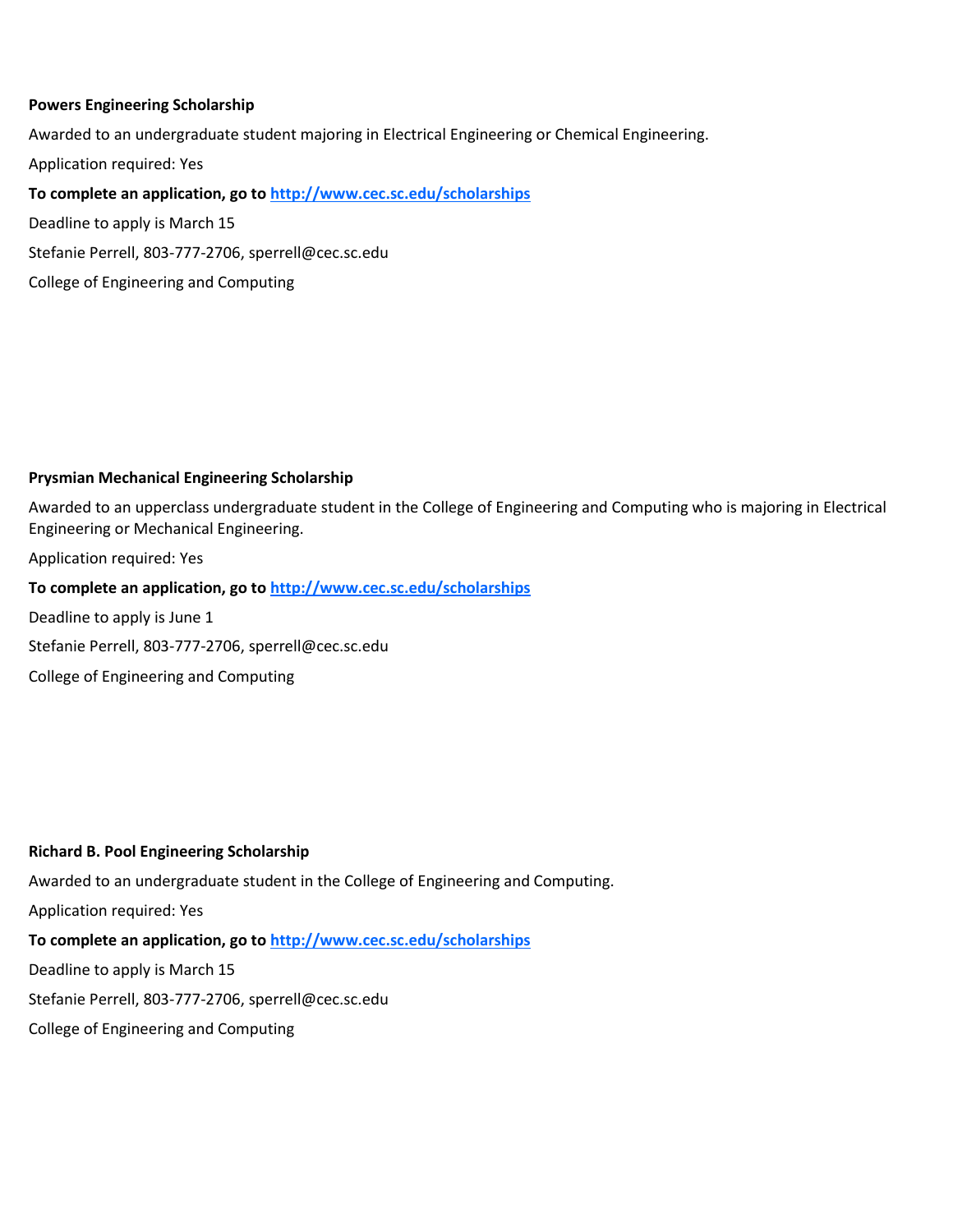**Powers Engineering Scholarship**

Awarded to an undergraduate student majoring in Electrical Engineering or Chemical Engineering.

Application required: Yes

**To complete an application, go to [http://www.cec.sc.edu/scholarships](http://www.cec.sc.edu/scholarships)**

Deadline to apply is March 15

Stefanie Perrell, 803-777-2706, sperrell@cec.sc.edu

College of Engineering and Computing

**Prysmian Mechanical Engineering Scholarship**

Awarded to an upperclass undergraduate student in the College of Engineering and Computing who is majoring in Electrical Engineering or Mechanical Engineering.

Application required: Yes

**To complete an application, go to [http://www.cec.sc.edu/scholarships](http://www.cec.sc.edu/scholarships)**

Deadline to apply is June 1

Stefanie Perrell, 803-777-2706, sperrell@cec.sc.edu

College of Engineering and Computing

**Richard B. Pool Engineering Scholarship**

Awarded to an undergraduate student in the College of Engineering and Computing.

Application required: Yes

**To complete an application, go to [http://www.cec.sc.edu/scholarships](http://www.cec.sc.edu/scholarships)**

Deadline to apply is March 15

Stefanie Perrell, 803-777-2706, sperrell@cec.sc.edu

College of Engineering and Computing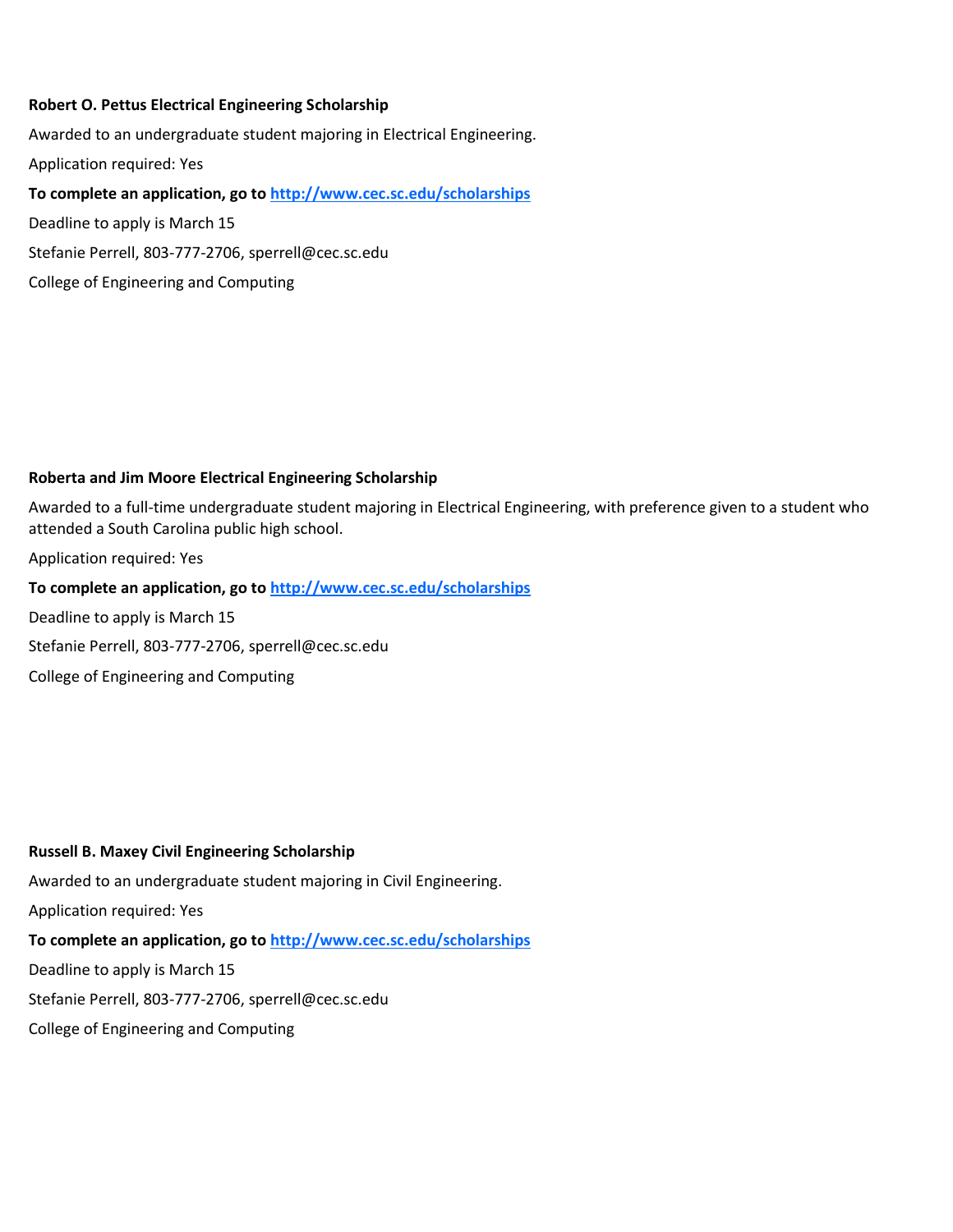**Robert O. Pettus Electrical Engineering Scholarship**

Awarded to an undergraduate student majoring in Electrical Engineering.

Application required: Yes

**To complete an application, go to [http://www.cec.sc.edu/scholarships](http://www.cec.sc.edu/scholarships)**

Deadline to apply is March 15

Stefanie Perrell, 803-777-2706, sperrell@cec.sc.edu

College of Engineering and Computing

**Roberta and Jim Moore Electrical Engineering Scholarship**

Awarded to a full-time undergraduate student majoring in Electrical Engineering, with preference given to a student who attended a South Carolina public high school.

Application required: Yes

**To complete an application, go to [http://www.cec.sc.edu/scholarships](http://www.cec.sc.edu/scholarships)**

Deadline to apply is March 15

Stefanie Perrell, 803-777-2706, sperrell@cec.sc.edu

College of Engineering and Computing

**Russell B. Maxey Civil Engineering Scholarship**

Awarded to an undergraduate student majoring in Civil Engineering.

Application required: Yes

**To complete an application, go to [http://www.cec.sc.edu/scholarships](http://www.cec.sc.edu/scholarships)**

Deadline to apply is March 15

Stefanie Perrell, 803-777-2706, sperrell@cec.sc.edu

College of Engineering and Computing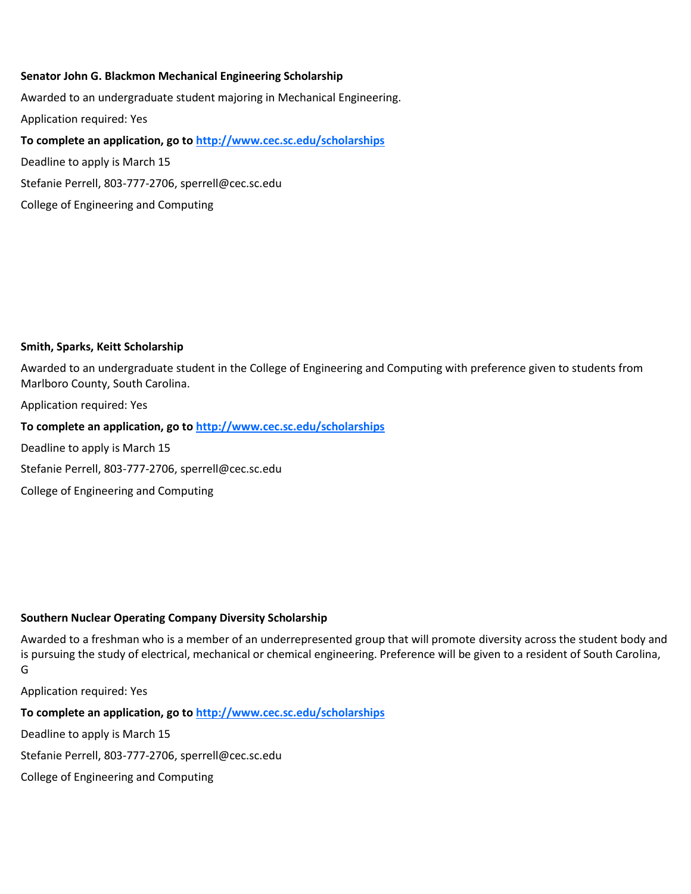**Senator John G. Blackmon Mechanical Engineering Scholarship**

Awarded to an undergraduate student majoring in Mechanical Engineering.

Application required: Yes

**To complete an application, go to [http://www.cec.sc.edu/scholarships](http://www.cec.sc.edu/scholarships)**

Deadline to apply is March 15

Stefanie Perrell, 803-777-2706, sperrell@cec.sc.edu

College of Engineering and Computing

**Smith, Sparks, Keitt Scholarship**

Awarded to an undergraduate student in the College of Engineering and Computing with preference given to students from Marlboro County, South Carolina.

Application required: Yes

**To complete an application, go to [http://www.cec.sc.edu/scholarships](http://www.cec.sc.edu/scholarships)**

Deadline to apply is March 15

Stefanie Perrell, 803-777-2706, sperrell@cec.sc.edu

College of Engineering and Computing

**Southern Nuclear Operating Company Diversity Scholarship**

Awarded to a freshman who is a member of an underrepresented group that will promote diversity across the student body and is pursuing the study of electrical, mechanical or chemical engineering. Preference will be given to a resident of South Carolina, G

Application required: Yes

**To complete an application, go to [http://www.cec.sc.edu/scholarships](http://www.cec.sc.edu/scholarships)**

Deadline to apply is March 15

Stefanie Perrell, 803-777-2706, sperrell@cec.sc.edu

College of Engineering and Computing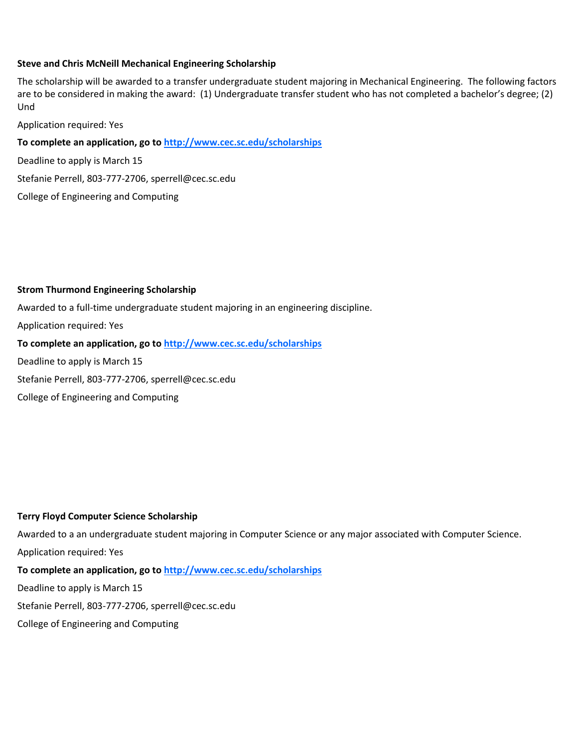**Steve and Chris McNeill Mechanical Engineering Scholarship**

The scholarship will be awarded to a transfer undergraduate student majoring in Mechanical Engineering. The following factors are to be considered in making the award: (1) Undergraduate transfer student who has not completed a bachelor's degree; (2) Und

Application required: Yes

**To complete an application, go to [http://www.cec.sc.edu/scholarships](http://www.cec.sc.edu/scholarships)**

Deadline to apply is March 15

Stefanie Perrell, 803-777-2706, sperrell@cec.sc.edu

College of Engineering and Computing

**Strom Thurmond Engineering Scholarship**

Awarded to a full-time undergraduate student majoring in an engineering discipline.

Application required: Yes

**To complete an application, go to [http://www.cec.sc.edu/scholarships](http://www.cec.sc.edu/scholarships)**

Deadline to apply is March 15

Stefanie Perrell, 803-777-2706, sperrell@cec.sc.edu

College of Engineering and Computing

**Terry Floyd Computer Science Scholarship**

Awarded to a an undergraduate student majoring in Computer Science or any major associated with Computer Science.

Application required: Yes

**To complete an application, go to [http://www.cec.sc.edu/scholarships](http://www.cec.sc.edu/scholarships)**

Deadline to apply is March 15

Stefanie Perrell, 803-777-2706, sperrell@cec.sc.edu

College of Engineering and Computing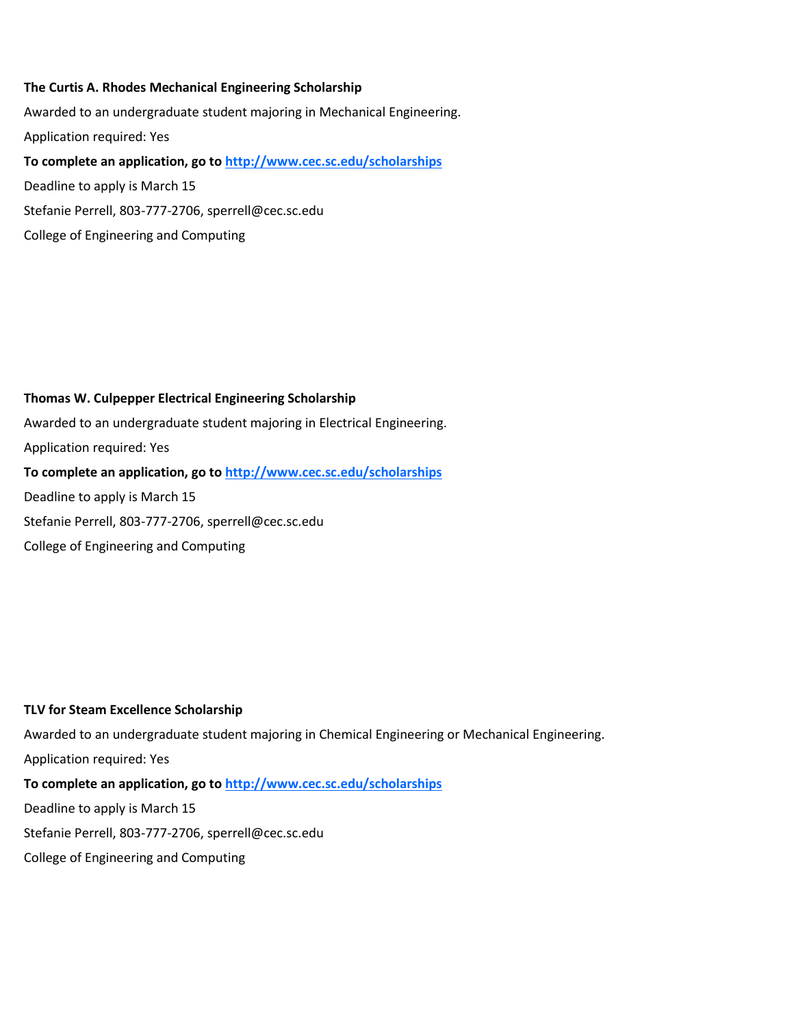**The Curtis A. Rhodes Mechanical Engineering Scholarship**

Awarded to an undergraduate student majoring in Mechanical Engineering.

Application required: Yes

**To complete an application, go to [http://www.cec.sc.edu/scholarships](http://www.cec.sc.edu/scholarships)**

Deadline to apply is March 15

Stefanie Perrell, 803-777-2706, sperrell@cec.sc.edu

College of Engineering and Computing

**Thomas W. Culpepper Electrical Engineering Scholarship**

Awarded to an undergraduate student majoring in Electrical Engineering.

Application required: Yes

**To complete an application, go to [http://www.cec.sc.edu/scholarships](http://www.cec.sc.edu/scholarships)**

Deadline to apply is March 15

Stefanie Perrell, 803-777-2706, sperrell@cec.sc.edu

College of Engineering and Computing

**TLV for Steam Excellence Scholarship**

Awarded to an undergraduate student majoring in Chemical Engineering or Mechanical Engineering.

Application required: Yes

**To complete an application, go to [http://www.cec.sc.edu/scholarships](http://www.cec.sc.edu/scholarships)**

Deadline to apply is March 15

Stefanie Perrell, 803-777-2706, sperrell@cec.sc.edu

College of Engineering and Computing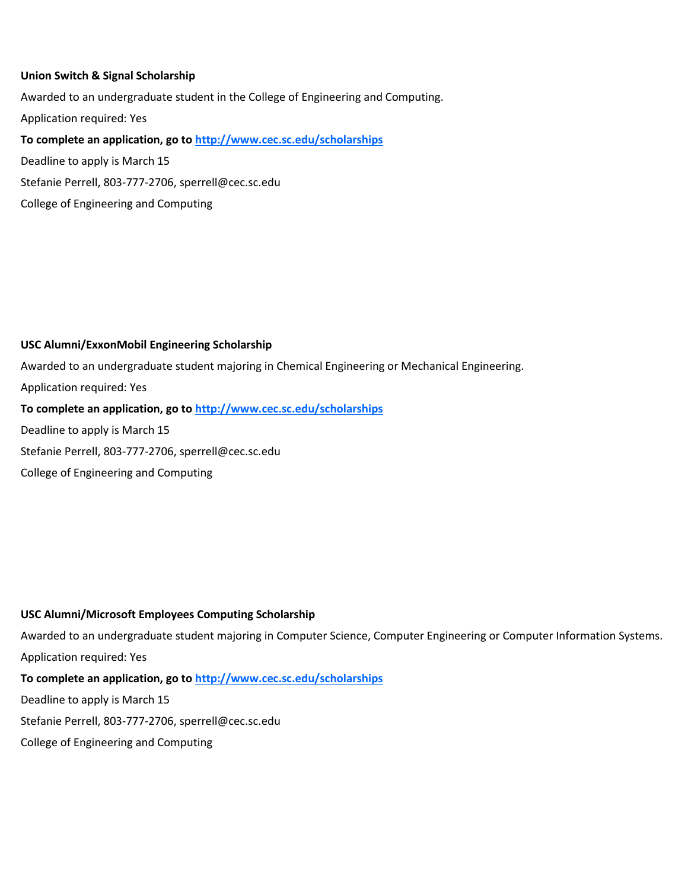**Union Switch & Signal Scholarship**

Awarded to an undergraduate student in the College of Engineering and Computing.

Application required: Yes

**To complete an application, go to [http://www.cec.sc.edu/scholarships](http://www.cec.sc.edu/scholarships)**

Deadline to apply is March 15

Stefanie Perrell, 803-777-2706, sperrell@cec.sc.edu

College of Engineering and Computing

**USC Alumni/ExxonMobil Engineering Scholarship**

Awarded to an undergraduate student majoring in Chemical Engineering or Mechanical Engineering.

Application required: Yes

**To complete an application, go to [http://www.cec.sc.edu/scholarships](http://www.cec.sc.edu/scholarships)**

Deadline to apply is March 15

Stefanie Perrell, 803-777-2706, sperrell@cec.sc.edu

College of Engineering and Computing

**USC Alumni/Microsoft Employees Computing Scholarship**

Awarded to an undergraduate student majoring in Computer Science, Computer Engineering or Computer Information Systems.

Application required: Yes

**To complete an application, go to [http://www.cec.sc.edu/scholarships](http://www.cec.sc.edu/scholarships)**

Deadline to apply is March 15

Stefanie Perrell, 803-777-2706, sperrell@cec.sc.edu

College of Engineering and Computing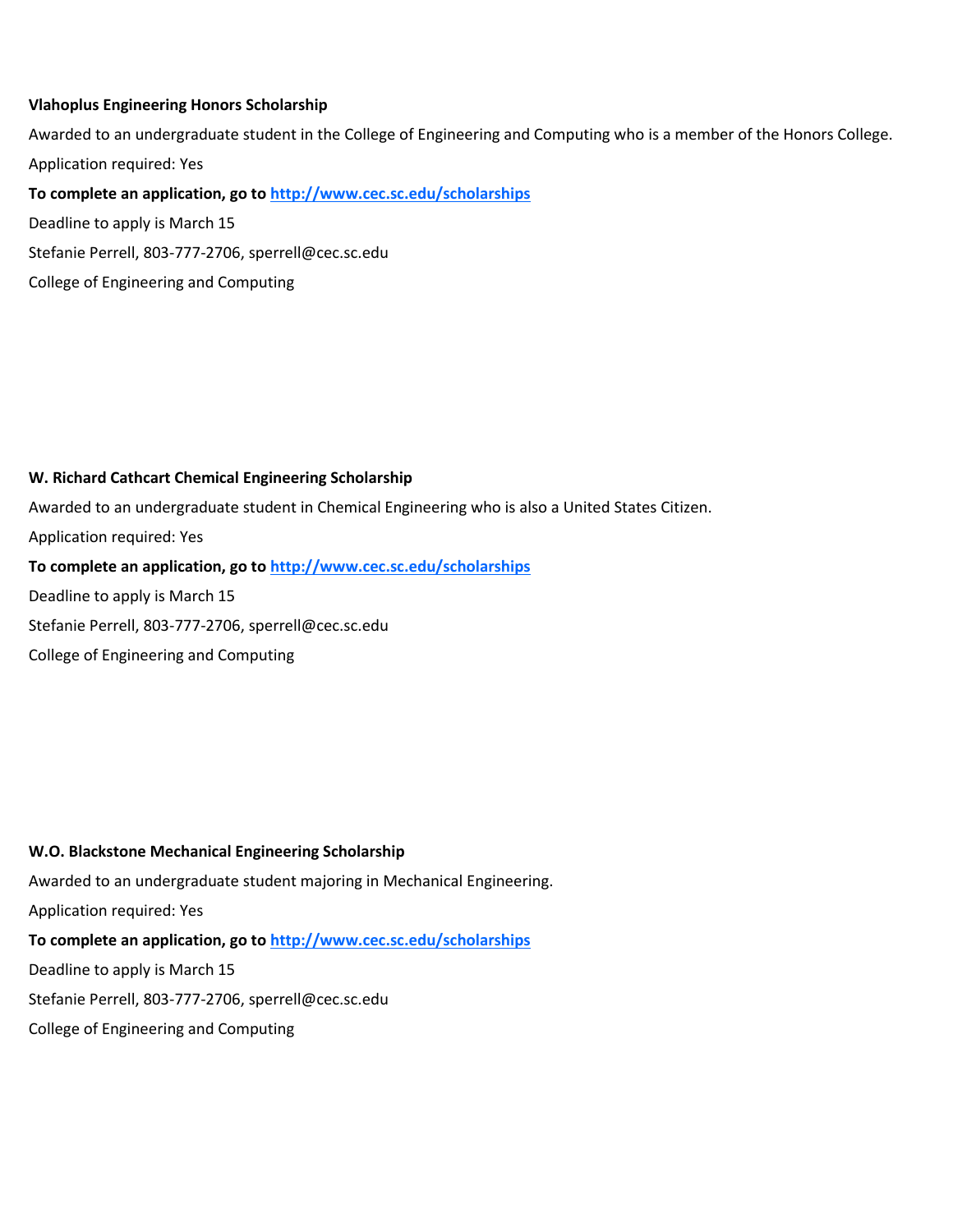**Vlahoplus Engineering Honors Scholarship**

Awarded to an undergraduate student in the College of Engineering and Computing who is a member of the Honors College.

Application required: Yes

**To complete an application, go to [http://www.cec.sc.edu/scholarships](http://www.cec.sc.edu/scholarships)**

Deadline to apply is March 15

Stefanie Perrell, 803-777-2706, sperrell@cec.sc.edu

College of Engineering and Computing

**W. Richard Cathcart Chemical Engineering Scholarship**

Awarded to an undergraduate student in Chemical Engineering who is also a United States Citizen.

Application required: Yes

**To complete an application, go to [http://www.cec.sc.edu/scholarships](http://www.cec.sc.edu/scholarships)**

Deadline to apply is March 15

Stefanie Perrell, 803-777-2706, sperrell@cec.sc.edu

College of Engineering and Computing

**W.O. Blackstone Mechanical Engineering Scholarship**

Awarded to an undergraduate student majoring in Mechanical Engineering.

Application required: Yes

**To complete an application, go to [http://www.cec.sc.edu/scholarships](http://www.cec.sc.edu/scholarships)**

Deadline to apply is March 15

Stefanie Perrell, 803-777-2706, sperrell@cec.sc.edu

College of Engineering and Computing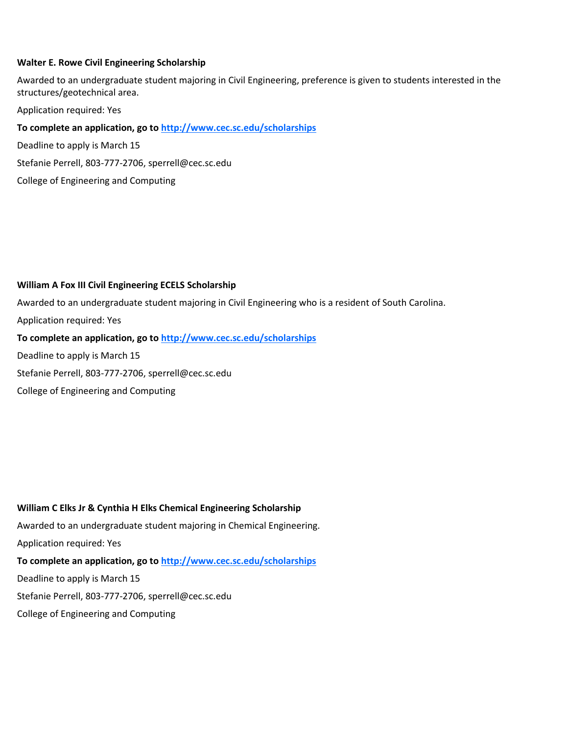**Walter E. Rowe Civil Engineering Scholarship**

Awarded to an undergraduate student majoring in Civil Engineering, preference is given to students interested in the structures/geotechnical area.

Application required: Yes

**To complete an application, go to [http://www.cec.sc.edu/scholarships](http://www.cec.sc.edu/scholarships)**

Deadline to apply is March 15

Stefanie Perrell, 803-777-2706, sperrell@cec.sc.edu

College of Engineering and Computing

**William A Fox III Civil Engineering ECELS Scholarship**

Awarded to an undergraduate student majoring in Civil Engineering who is a resident of South Carolina.

Application required: Yes

**To complete an application, go to [http://www.cec.sc.edu/scholarships](http://www.cec.sc.edu/scholarships)**

Deadline to apply is March 15

Stefanie Perrell, 803-777-2706, sperrell@cec.sc.edu

College of Engineering and Computing

**William C Elks Jr & Cynthia H Elks Chemical Engineering Scholarship**

Awarded to an undergraduate student majoring in Chemical Engineering.

Application required: Yes

**To complete an application, go to [http://www.cec.sc.edu/scholarships](http://www.cec.sc.edu/scholarships)**

Deadline to apply is March 15

Stefanie Perrell, 803-777-2706, sperrell@cec.sc.edu

College of Engineering and Computing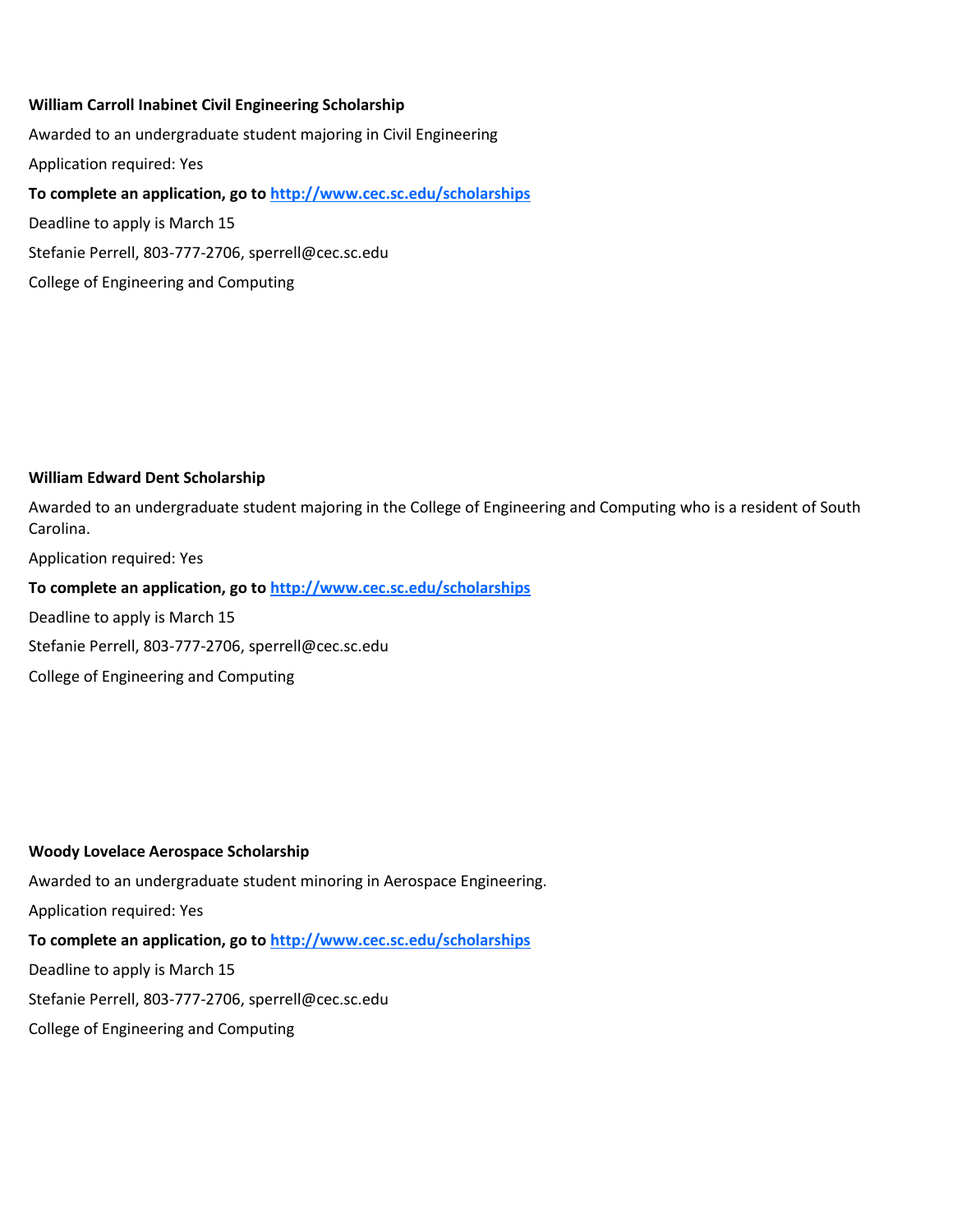**William Carroll Inabinet Civil Engineering Scholarship**

Awarded to an undergraduate student majoring in Civil Engineering

Application required: Yes

**To complete an application, go to [http://www.cec.sc.edu/scholarships](http://www.cec.sc.edu/scholarships)**

Deadline to apply is March 15

Stefanie Perrell, 803-777-2706, sperrell@cec.sc.edu

College of Engineering and Computing

**William Edward Dent Scholarship**

Awarded to an undergraduate student majoring in the College of Engineering and Computing who is a resident of South Carolina.

Application required: Yes

**To complete an application, go to [http://www.cec.sc.edu/scholarships](http://www.cec.sc.edu/scholarships)**

Deadline to apply is March 15

Stefanie Perrell, 803-777-2706, sperrell@cec.sc.edu

College of Engineering and Computing

**Woody Lovelace Aerospace Scholarship**

Awarded to an undergraduate student minoring in Aerospace Engineering.

Application required: Yes

**To complete an application, go to [http://www.cec.sc.edu/scholarships](http://www.cec.sc.edu/scholarships)**

Deadline to apply is March 15

Stefanie Perrell, 803-777-2706, sperrell@cec.sc.edu

College of Engineering and Computing